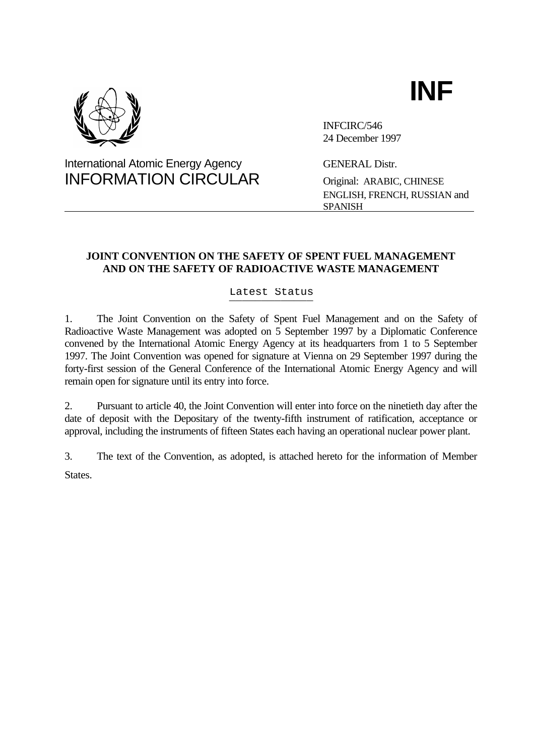**INF**

International Atomic Energy Agency
INFORMATION CIRCULAR

INFCIRC/546
24 December 1997

GENERAL Distr.

Original: ARABIC, CHINESE ENGLISH, FRENCH, RUSSIAN and SPANISH

---

**JOINT CONVENTION ON THE SAFETY OF SPENT FUEL MANAGEMENT AND ON THE SAFETY OF RADIOACTIVE WASTE MANAGEMENT**

Latest Status

1. The Joint Convention on the Safety of Spent Fuel Management and on the Safety of Radioactive Waste Management was adopted on 5 September 1997 by a Diplomatic Conference convened by the International Atomic Energy Agency at its headquarters from 1 to 5 September 1997. The Joint Convention was opened for signature at Vienna on 29 September 1997 during the forty-first session of the General Conference of the International Atomic Energy Agency and will remain open for signature until its entry into force.

2. Pursuant to article 40, the Joint Convention will enter into force on the ninetieth day after the date of deposit with the Depositary of the twenty-fifth instrument of ratification, acceptance or approval, including the instruments of fifteen States each having an operational nuclear power plant.

3. The text of the Convention, as adopted, is attached hereto for the information of Member States.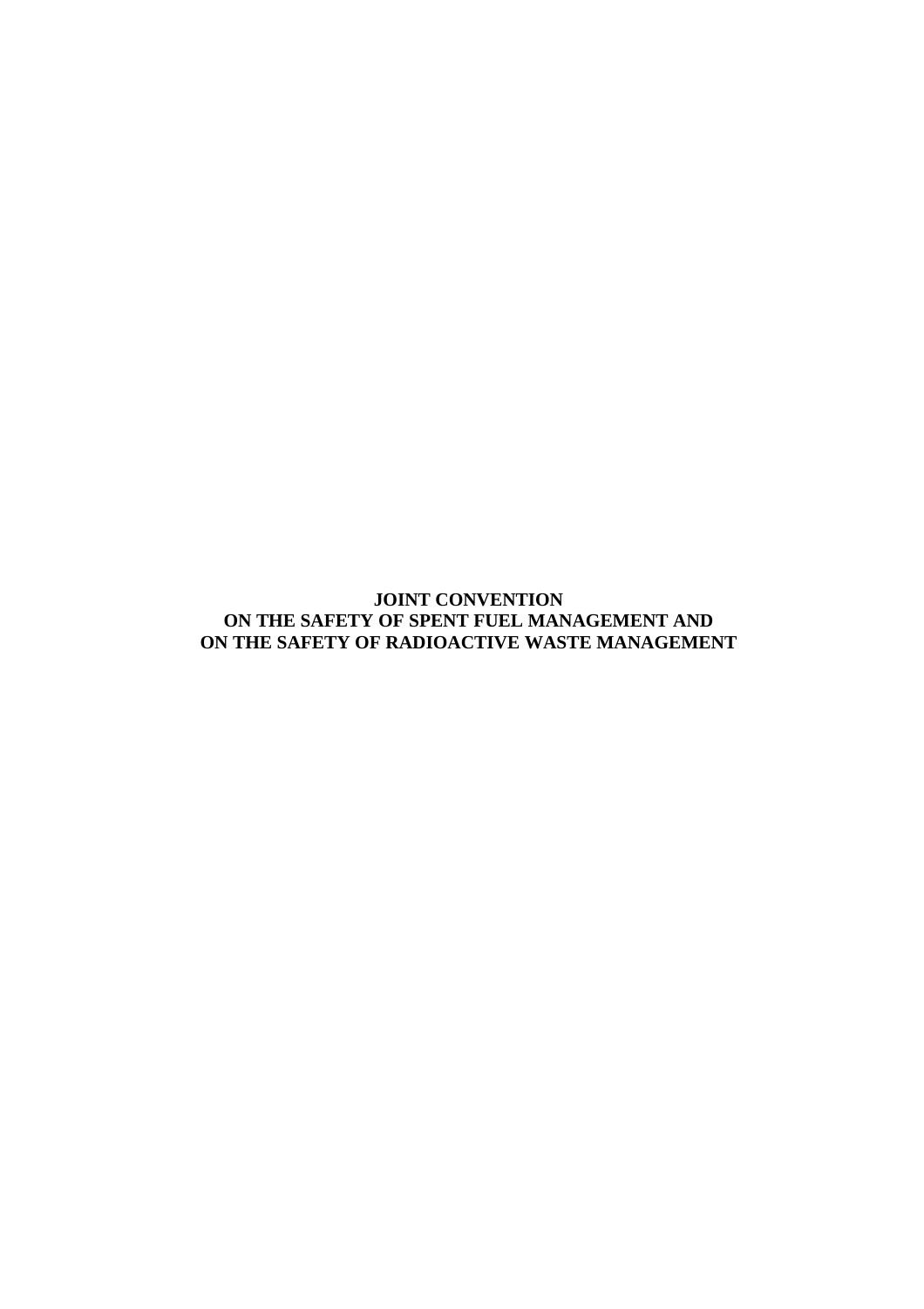# JOINT CONVENTION
# ON THE SAFETY OF SPENT FUEL MANAGEMENT AND
# ON THE SAFETY OF RADIOACTIVE WASTE MANAGEMENT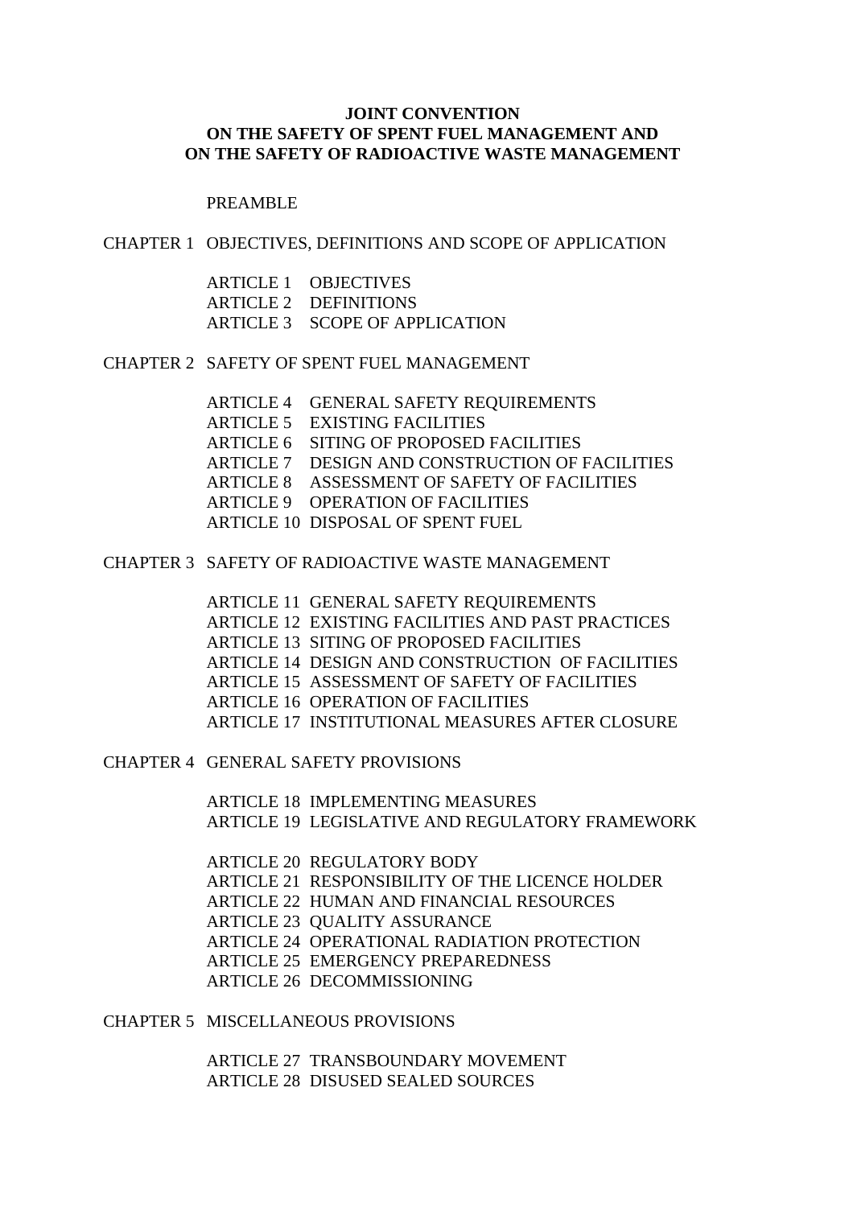**JOINT CONVENTION**
**ON THE SAFETY OF SPENT FUEL MANAGEMENT AND**
**ON THE SAFETY OF RADIOACTIVE WASTE MANAGEMENT**

PREAMBLE

CHAPTER 1 OBJECTIVES, DEFINITIONS AND SCOPE OF APPLICATION

- ARTICLE 1 OBJECTIVES
- ARTICLE 2 DEFINITIONS
- ARTICLE 3 SCOPE OF APPLICATION

CHAPTER 2 SAFETY OF SPENT FUEL MANAGEMENT

- ARTICLE 4 GENERAL SAFETY REQUIREMENTS
- ARTICLE 5 EXISTING FACILITIES
- ARTICLE 6 SITING OF PROPOSED FACILITIES
- ARTICLE 7 DESIGN AND CONSTRUCTION OF FACILITIES
- ARTICLE 8 ASSESSMENT OF SAFETY OF FACILITIES
- ARTICLE 9 OPERATION OF FACILITIES
- ARTICLE 10 DISPOSAL OF SPENT FUEL

CHAPTER 3 SAFETY OF RADIOACTIVE WASTE MANAGEMENT

- ARTICLE 11 GENERAL SAFETY REQUIREMENTS
- ARTICLE 12 EXISTING FACILITIES AND PAST PRACTICES
- ARTICLE 13 SITING OF PROPOSED FACILITIES
- ARTICLE 14 DESIGN AND CONSTRUCTION OF FACILITIES
- ARTICLE 15 ASSESSMENT OF SAFETY OF FACILITIES
- ARTICLE 16 OPERATION OF FACILITIES
- ARTICLE 17 INSTITUTIONAL MEASURES AFTER CLOSURE

CHAPTER 4 GENERAL SAFETY PROVISIONS

- ARTICLE 18 IMPLEMENTING MEASURES
- ARTICLE 19 LEGISLATIVE AND REGULATORY FRAMEWORK
- ARTICLE 20 REGULATORY BODY
- ARTICLE 21 RESPONSIBILITY OF THE LICENCE HOLDER
- ARTICLE 22 HUMAN AND FINANCIAL RESOURCES
- ARTICLE 23 QUALITY ASSURANCE
- ARTICLE 24 OPERATIONAL RADIATION PROTECTION
- ARTICLE 25 EMERGENCY PREPAREDNESS
- ARTICLE 26 DECOMMISSIONING

CHAPTER 5 MISCELLANEOUS PROVISIONS

- ARTICLE 27 TRANSBOUNDARY MOVEMENT
- ARTICLE 28 DISUSED SEALED SOURCES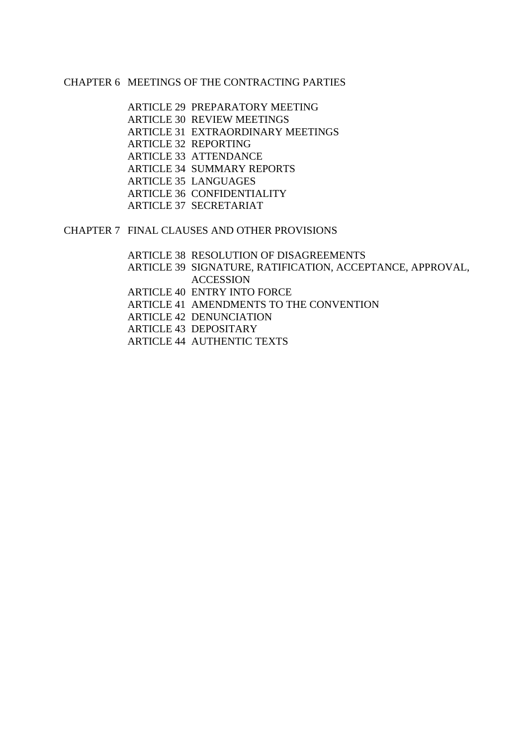CHAPTER 6 MEETINGS OF THE CONTRACTING PARTIES

- ARTICLE 29 PREPARATORY MEETING
- ARTICLE 30 REVIEW MEETINGS
- ARTICLE 31 EXTRAORDINARY MEETINGS
- ARTICLE 32 REPORTING
- ARTICLE 33 ATTENDANCE
- ARTICLE 34 SUMMARY REPORTS
- ARTICLE 35 LANGUAGES
- ARTICLE 36 CONFIDENTIALITY
- ARTICLE 37 SECRETARIAT

CHAPTER 7 FINAL CLAUSES AND OTHER PROVISIONS

- ARTICLE 38 RESOLUTION OF DISAGREEMENTS
- ARTICLE 39 SIGNATURE, RATIFICATION, ACCEPTANCE, APPROVAL, ACCESSION
- ARTICLE 40 ENTRY INTO FORCE
- ARTICLE 41 AMENDMENTS TO THE CONVENTION
- ARTICLE 42 DENUNCIATION
- ARTICLE 43 DEPOSITARY
- ARTICLE 44 AUTHENTIC TEXTS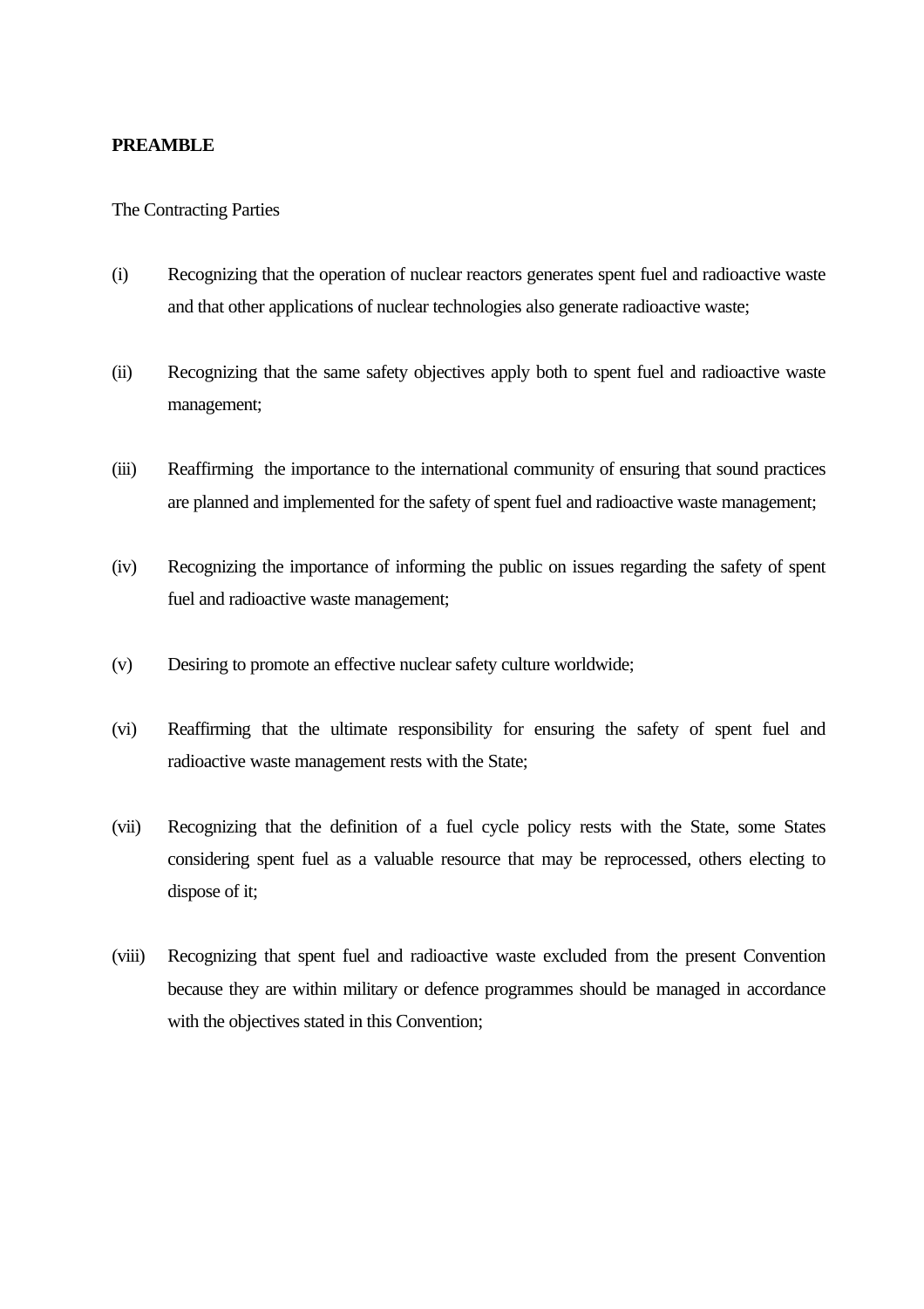**PREAMBLE**

The Contracting Parties

(i) Recognizing that the operation of nuclear reactors generates spent fuel and radioactive waste and that other applications of nuclear technologies also generate radioactive waste;

(ii) Recognizing that the same safety objectives apply both to spent fuel and radioactive waste management;

(iii) Reaffirming the importance to the international community of ensuring that sound practices are planned and implemented for the safety of spent fuel and radioactive waste management;

(iv) Recognizing the importance of informing the public on issues regarding the safety of spent fuel and radioactive waste management;

(v) Desiring to promote an effective nuclear safety culture worldwide;

(vi) Reaffirming that the ultimate responsibility for ensuring the safety of spent fuel and radioactive waste management rests with the State;

(vii) Recognizing that the definition of a fuel cycle policy rests with the State, some States considering spent fuel as a valuable resource that may be reprocessed, others electing to dispose of it;

(viii) Recognizing that spent fuel and radioactive waste excluded from the present Convention because they are within military or defence programmes should be managed in accordance with the objectives stated in this Convention;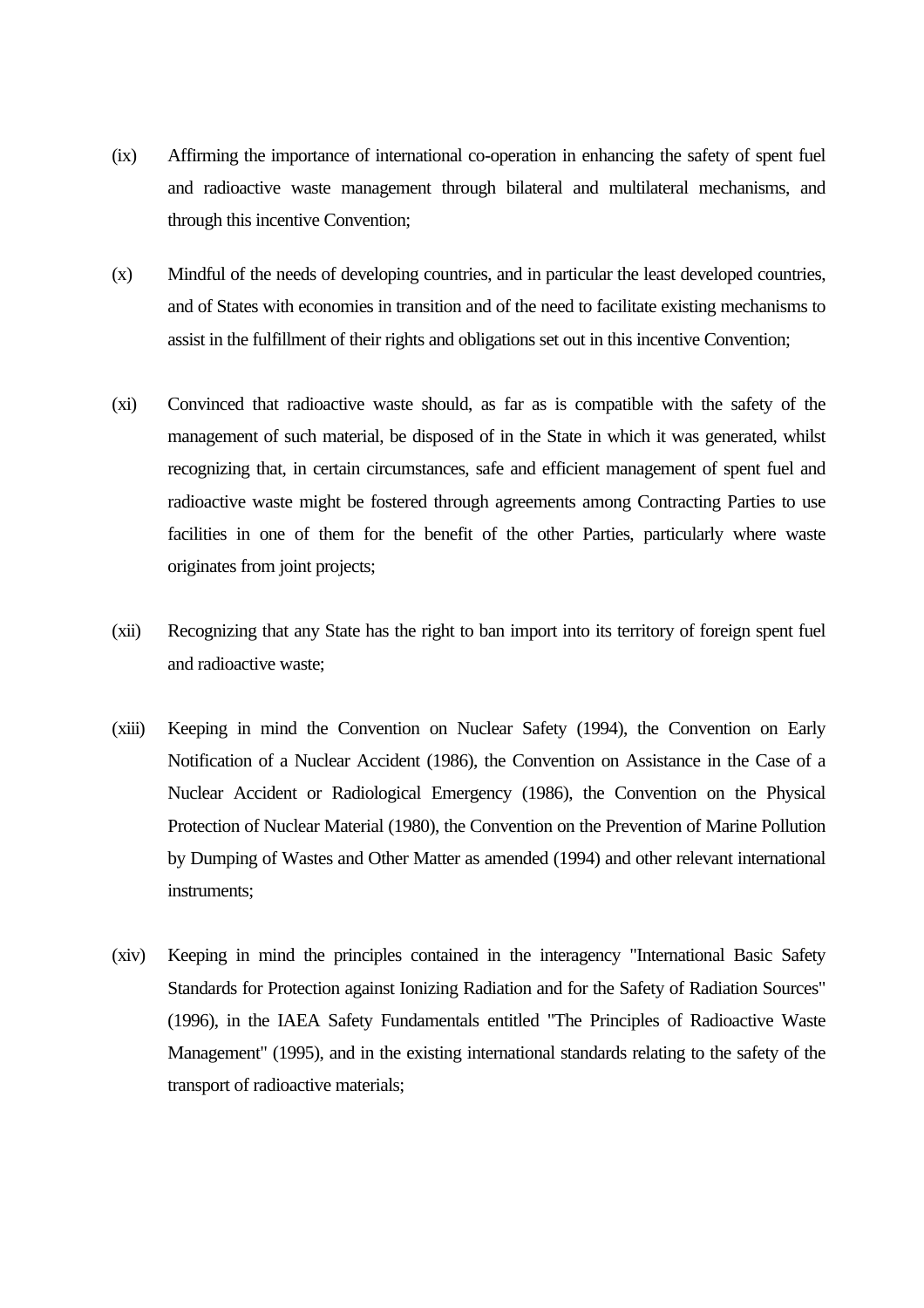(ix) Affirming the importance of international co-operation in enhancing the safety of spent fuel and radioactive waste management through bilateral and multilateral mechanisms, and through this incentive Convention;

(x) Mindful of the needs of developing countries, and in particular the least developed countries, and of States with economies in transition and of the need to facilitate existing mechanisms to assist in the fulfillment of their rights and obligations set out in this incentive Convention;

(xi) Convinced that radioactive waste should, as far as is compatible with the safety of the management of such material, be disposed of in the State in which it was generated, whilst recognizing that, in certain circumstances, safe and efficient management of spent fuel and radioactive waste might be fostered through agreements among Contracting Parties to use facilities in one of them for the benefit of the other Parties, particularly where waste originates from joint projects;

(xii) Recognizing that any State has the right to ban import into its territory of foreign spent fuel and radioactive waste;

(xiii) Keeping in mind the Convention on Nuclear Safety (1994), the Convention on Early Notification of a Nuclear Accident (1986), the Convention on Assistance in the Case of a Nuclear Accident or Radiological Emergency (1986), the Convention on the Physical Protection of Nuclear Material (1980), the Convention on the Prevention of Marine Pollution by Dumping of Wastes and Other Matter as amended (1994) and other relevant international instruments;

(xiv) Keeping in mind the principles contained in the interagency "International Basic Safety Standards for Protection against Ionizing Radiation and for the Safety of Radiation Sources" (1996), in the IAEA Safety Fundamentals entitled "The Principles of Radioactive Waste Management" (1995), and in the existing international standards relating to the safety of the transport of radioactive materials;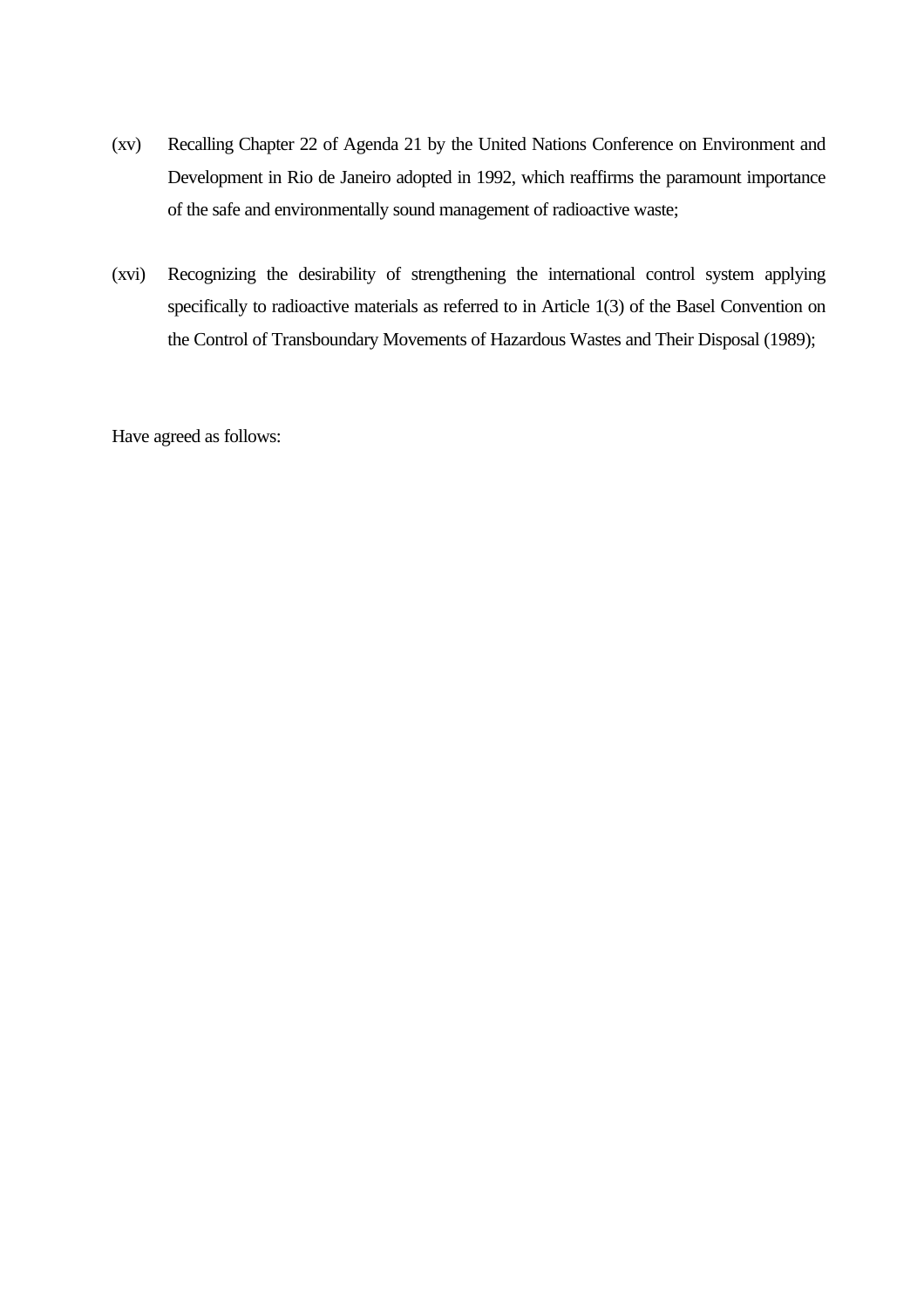(xv) Recalling Chapter 22 of Agenda 21 by the United Nations Conference on Environment and Development in Rio de Janeiro adopted in 1992, which reaffirms the paramount importance of the safe and environmentally sound management of radioactive waste;

(xvi) Recognizing the desirability of strengthening the international control system applying specifically to radioactive materials as referred to in Article 1(3) of the Basel Convention on the Control of Transboundary Movements of Hazardous Wastes and Their Disposal (1989);

Have agreed as follows: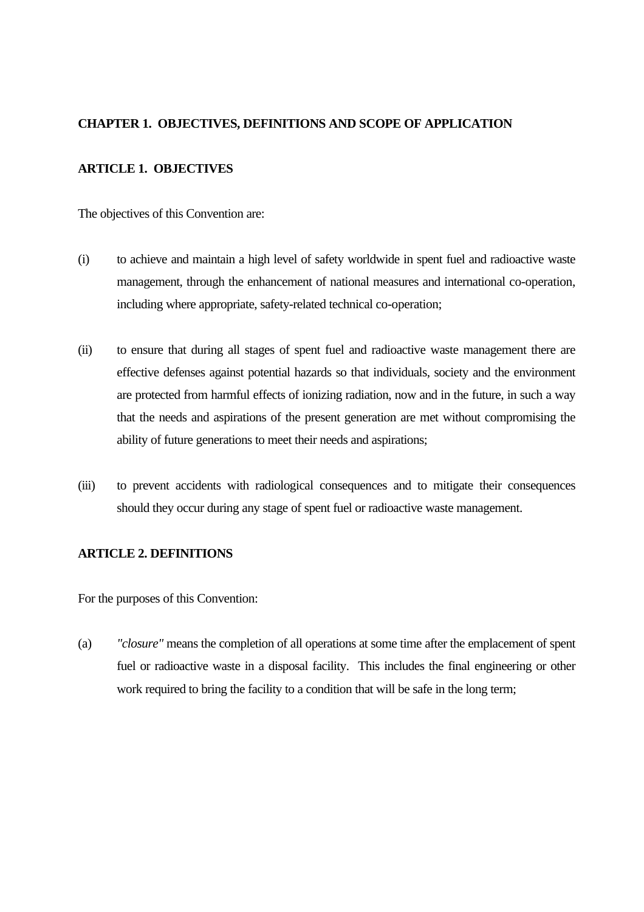## CHAPTER 1. OBJECTIVES, DEFINITIONS AND SCOPE OF APPLICATION

### ARTICLE 1. OBJECTIVES

The objectives of this Convention are:

(i) to achieve and maintain a high level of safety worldwide in spent fuel and radioactive waste management, through the enhancement of national measures and international co-operation, including where appropriate, safety-related technical co-operation;

(ii) to ensure that during all stages of spent fuel and radioactive waste management there are effective defenses against potential hazards so that individuals, society and the environment are protected from harmful effects of ionizing radiation, now and in the future, in such a way that the needs and aspirations of the present generation are met without compromising the ability of future generations to meet their needs and aspirations;

(iii) to prevent accidents with radiological consequences and to mitigate their consequences should they occur during any stage of spent fuel or radioactive waste management.

### ARTICLE 2. DEFINITIONS

For the purposes of this Convention:

(a) *"closure"* means the completion of all operations at some time after the emplacement of spent fuel or radioactive waste in a disposal facility. This includes the final engineering or other work required to bring the facility to a condition that will be safe in the long term;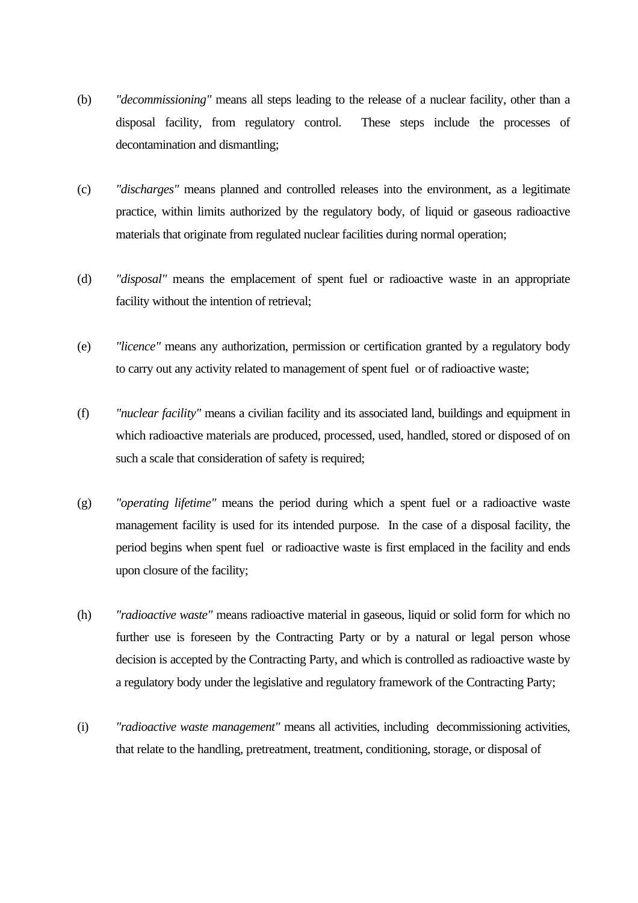(b) *"decommissioning"* means all steps leading to the release of a nuclear facility, other than a disposal facility, from regulatory control. These steps include the processes of decontamination and dismantling;

(c) *"discharges"* means planned and controlled releases into the environment, as a legitimate practice, within limits authorized by the regulatory body, of liquid or gaseous radioactive materials that originate from regulated nuclear facilities during normal operation;

(d) *"disposal"* means the emplacement of spent fuel or radioactive waste in an appropriate facility without the intention of retrieval;

(e) *"licence"* means any authorization, permission or certification granted by a regulatory body to carry out any activity related to management of spent fuel or of radioactive waste;

(f) *"nuclear facility"* means a civilian facility and its associated land, buildings and equipment in which radioactive materials are produced, processed, used, handled, stored or disposed of on such a scale that consideration of safety is required;

(g) *"operating lifetime"* means the period during which a spent fuel or a radioactive waste management facility is used for its intended purpose. In the case of a disposal facility, the period begins when spent fuel or radioactive waste is first emplaced in the facility and ends upon closure of the facility;

(h) *"radioactive waste"* means radioactive material in gaseous, liquid or solid form for which no further use is foreseen by the Contracting Party or by a natural or legal person whose decision is accepted by the Contracting Party, and which is controlled as radioactive waste by a regulatory body under the legislative and regulatory framework of the Contracting Party;

(i) *"radioactive waste management"* means all activities, including decommissioning activities, that relate to the handling, pretreatment, treatment, conditioning, storage, or disposal of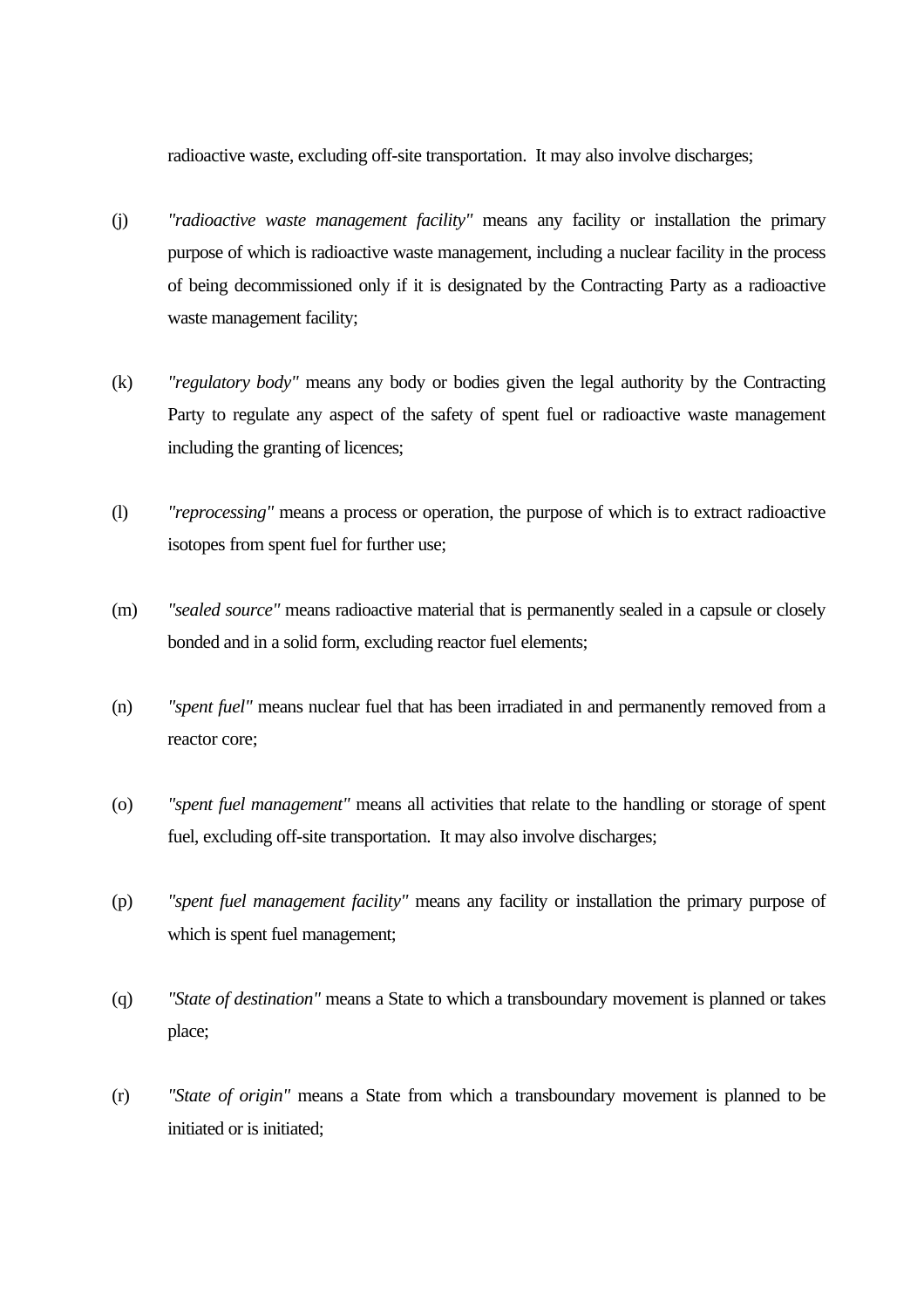radioactive waste, excluding off-site transportation. It may also involve discharges;

(j) *"radioactive waste management facility"* means any facility or installation the primary purpose of which is radioactive waste management, including a nuclear facility in the process of being decommissioned only if it is designated by the Contracting Party as a radioactive waste management facility;

(k) *"regulatory body"* means any body or bodies given the legal authority by the Contracting Party to regulate any aspect of the safety of spent fuel or radioactive waste management including the granting of licences;

(l) *"reprocessing"* means a process or operation, the purpose of which is to extract radioactive isotopes from spent fuel for further use;

(m) *"sealed source"* means radioactive material that is permanently sealed in a capsule or closely bonded and in a solid form, excluding reactor fuel elements;

(n) *"spent fuel"* means nuclear fuel that has been irradiated in and permanently removed from a reactor core;

(o) *"spent fuel management"* means all activities that relate to the handling or storage of spent fuel, excluding off-site transportation. It may also involve discharges;

(p) *"spent fuel management facility"* means any facility or installation the primary purpose of which is spent fuel management;

(q) *"State of destination"* means a State to which a transboundary movement is planned or takes place;

(r) *"State of origin"* means a State from which a transboundary movement is planned to be initiated or is initiated;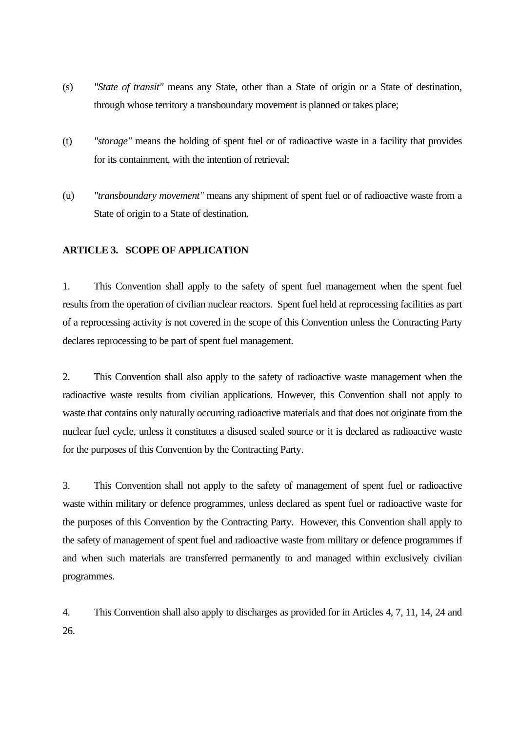(s) *"State of transit"* means any State, other than a State of origin or a State of destination, through whose territory a transboundary movement is planned or takes place;

(t) *"storage"* means the holding of spent fuel or of radioactive waste in a facility that provides for its containment, with the intention of retrieval;

(u) *"transboundary movement"* means any shipment of spent fuel or of radioactive waste from a State of origin to a State of destination.

**ARTICLE 3. SCOPE OF APPLICATION**

1. This Convention shall apply to the safety of spent fuel management when the spent fuel results from the operation of civilian nuclear reactors. Spent fuel held at reprocessing facilities as part of a reprocessing activity is not covered in the scope of this Convention unless the Contracting Party declares reprocessing to be part of spent fuel management.

2. This Convention shall also apply to the safety of radioactive waste management when the radioactive waste results from civilian applications. However, this Convention shall not apply to waste that contains only naturally occurring radioactive materials and that does not originate from the nuclear fuel cycle, unless it constitutes a disused sealed source or it is declared as radioactive waste for the purposes of this Convention by the Contracting Party.

3. This Convention shall not apply to the safety of management of spent fuel or radioactive waste within military or defence programmes, unless declared as spent fuel or radioactive waste for the purposes of this Convention by the Contracting Party. However, this Convention shall apply to the safety of management of spent fuel and radioactive waste from military or defence programmes if and when such materials are transferred permanently to and managed within exclusively civilian programmes.

4. This Convention shall also apply to discharges as provided for in Articles 4, 7, 11, 14, 24 and 26.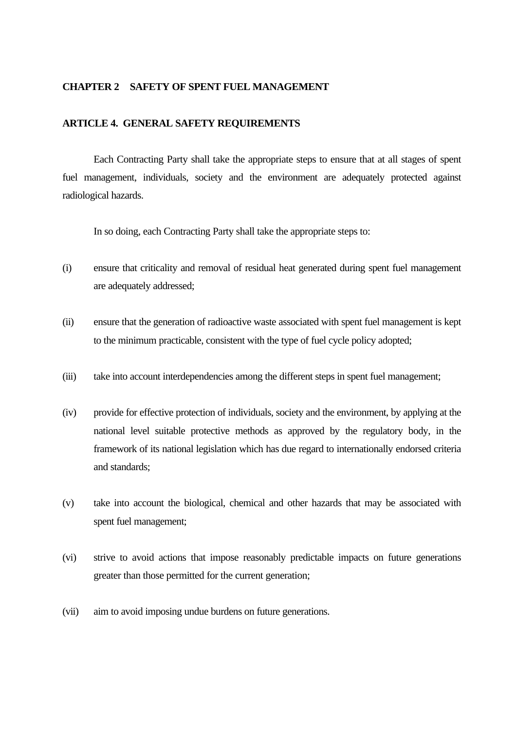## CHAPTER 2 SAFETY OF SPENT FUEL MANAGEMENT

### ARTICLE 4. GENERAL SAFETY REQUIREMENTS

Each Contracting Party shall take the appropriate steps to ensure that at all stages of spent fuel management, individuals, society and the environment are adequately protected against radiological hazards.

In so doing, each Contracting Party shall take the appropriate steps to:

(i) ensure that criticality and removal of residual heat generated during spent fuel management are adequately addressed;

(ii) ensure that the generation of radioactive waste associated with spent fuel management is kept to the minimum practicable, consistent with the type of fuel cycle policy adopted;

(iii) take into account interdependencies among the different steps in spent fuel management;

(iv) provide for effective protection of individuals, society and the environment, by applying at the national level suitable protective methods as approved by the regulatory body, in the framework of its national legislation which has due regard to internationally endorsed criteria and standards;

(v) take into account the biological, chemical and other hazards that may be associated with spent fuel management;

(vi) strive to avoid actions that impose reasonably predictable impacts on future generations greater than those permitted for the current generation;

(vii) aim to avoid imposing undue burdens on future generations.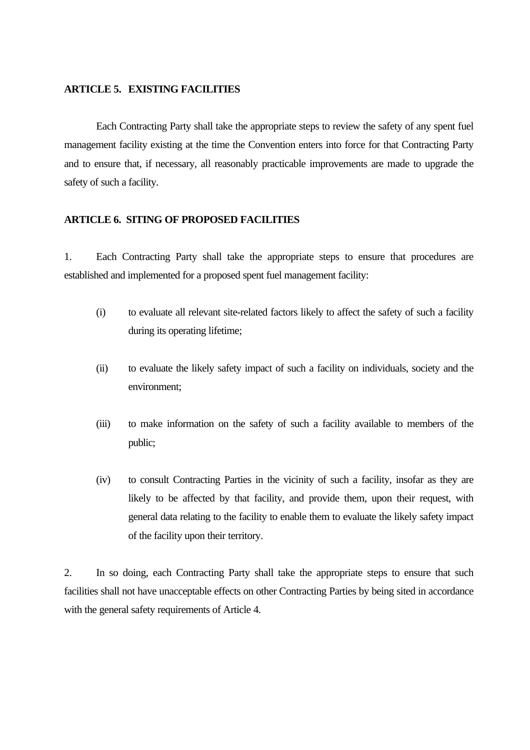**ARTICLE 5. EXISTING FACILITIES**

Each Contracting Party shall take the appropriate steps to review the safety of any spent fuel management facility existing at the time the Convention enters into force for that Contracting Party and to ensure that, if necessary, all reasonably practicable improvements are made to upgrade the safety of such a facility.

**ARTICLE 6. SITING OF PROPOSED FACILITIES**

1. Each Contracting Party shall take the appropriate steps to ensure that procedures are established and implemented for a proposed spent fuel management facility:

   (i) to evaluate all relevant site-related factors likely to affect the safety of such a facility during its operating lifetime;

   (ii) to evaluate the likely safety impact of such a facility on individuals, society and the environment;

   (iii) to make information on the safety of such a facility available to members of the public;

   (iv) to consult Contracting Parties in the vicinity of such a facility, insofar as they are likely to be affected by that facility, and provide them, upon their request, with general data relating to the facility to enable them to evaluate the likely safety impact of the facility upon their territory.

2. In so doing, each Contracting Party shall take the appropriate steps to ensure that such facilities shall not have unacceptable effects on other Contracting Parties by being sited in accordance with the general safety requirements of Article 4.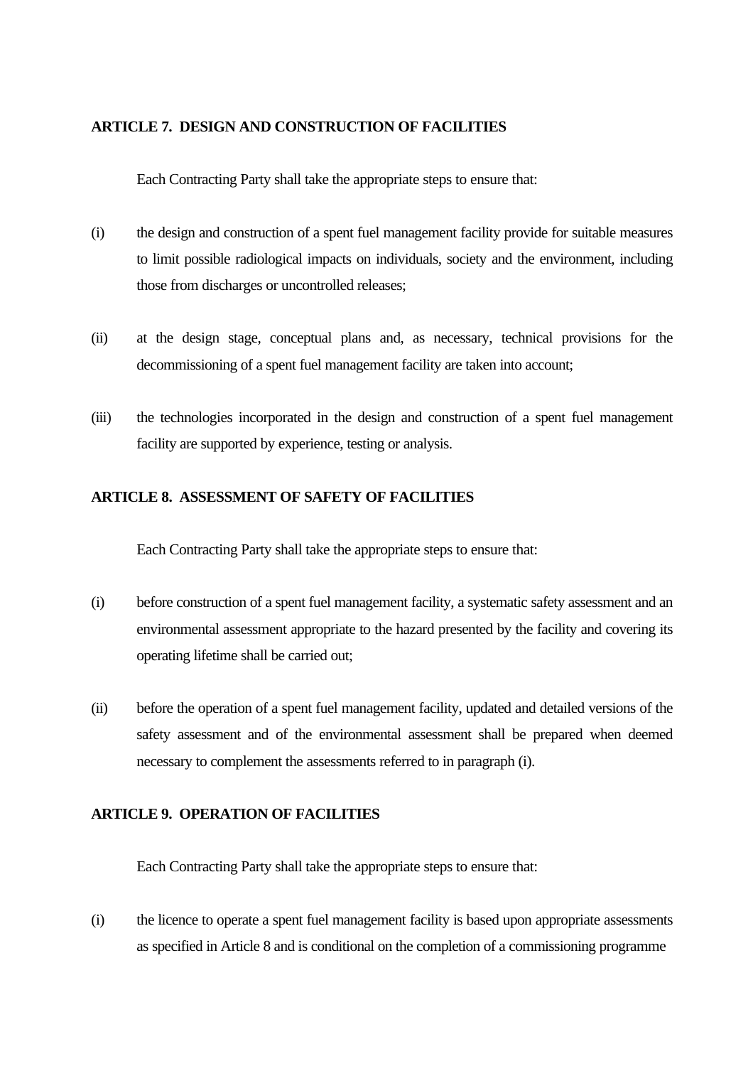## ARTICLE 7. DESIGN AND CONSTRUCTION OF FACILITIES

Each Contracting Party shall take the appropriate steps to ensure that:

(i) the design and construction of a spent fuel management facility provide for suitable measures to limit possible radiological impacts on individuals, society and the environment, including those from discharges or uncontrolled releases;

(ii) at the design stage, conceptual plans and, as necessary, technical provisions for the decommissioning of a spent fuel management facility are taken into account;

(iii) the technologies incorporated in the design and construction of a spent fuel management facility are supported by experience, testing or analysis.

## ARTICLE 8. ASSESSMENT OF SAFETY OF FACILITIES

Each Contracting Party shall take the appropriate steps to ensure that:

(i) before construction of a spent fuel management facility, a systematic safety assessment and an environmental assessment appropriate to the hazard presented by the facility and covering its operating lifetime shall be carried out;

(ii) before the operation of a spent fuel management facility, updated and detailed versions of the safety assessment and of the environmental assessment shall be prepared when deemed necessary to complement the assessments referred to in paragraph (i).

## ARTICLE 9. OPERATION OF FACILITIES

Each Contracting Party shall take the appropriate steps to ensure that:

(i) the licence to operate a spent fuel management facility is based upon appropriate assessments as specified in Article 8 and is conditional on the completion of a commissioning programme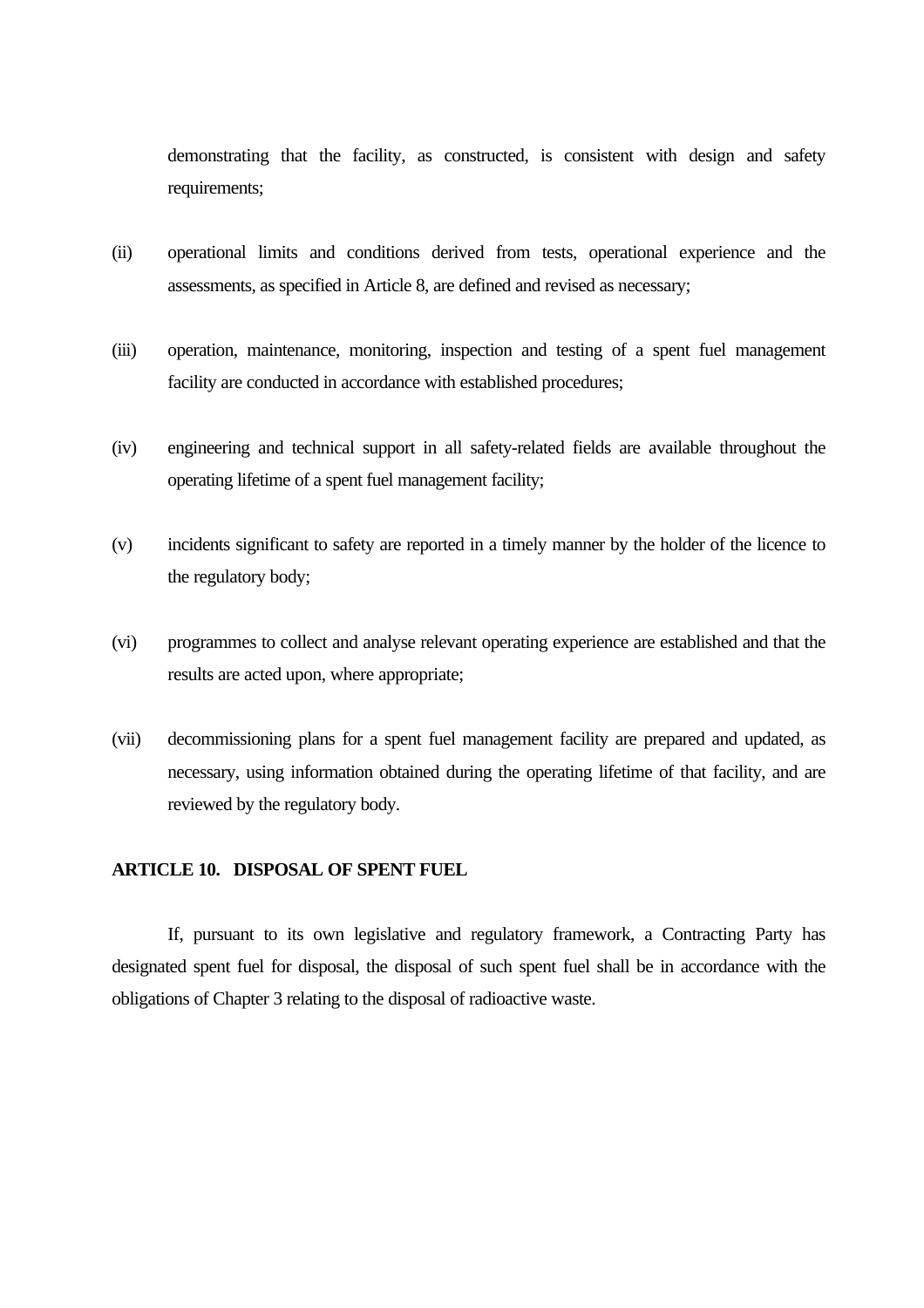demonstrating that the facility, as constructed, is consistent with design and safety requirements;

(ii) operational limits and conditions derived from tests, operational experience and the assessments, as specified in Article 8, are defined and revised as necessary;

(iii) operation, maintenance, monitoring, inspection and testing of a spent fuel management facility are conducted in accordance with established procedures;

(iv) engineering and technical support in all safety-related fields are available throughout the operating lifetime of a spent fuel management facility;

(v) incidents significant to safety are reported in a timely manner by the holder of the licence to the regulatory body;

(vi) programmes to collect and analyse relevant operating experience are established and that the results are acted upon, where appropriate;

(vii) decommissioning plans for a spent fuel management facility are prepared and updated, as necessary, using information obtained during the operating lifetime of that facility, and are reviewed by the regulatory body.

**ARTICLE 10. DISPOSAL OF SPENT FUEL**

If, pursuant to its own legislative and regulatory framework, a Contracting Party has designated spent fuel for disposal, the disposal of such spent fuel shall be in accordance with the obligations of Chapter 3 relating to the disposal of radioactive waste.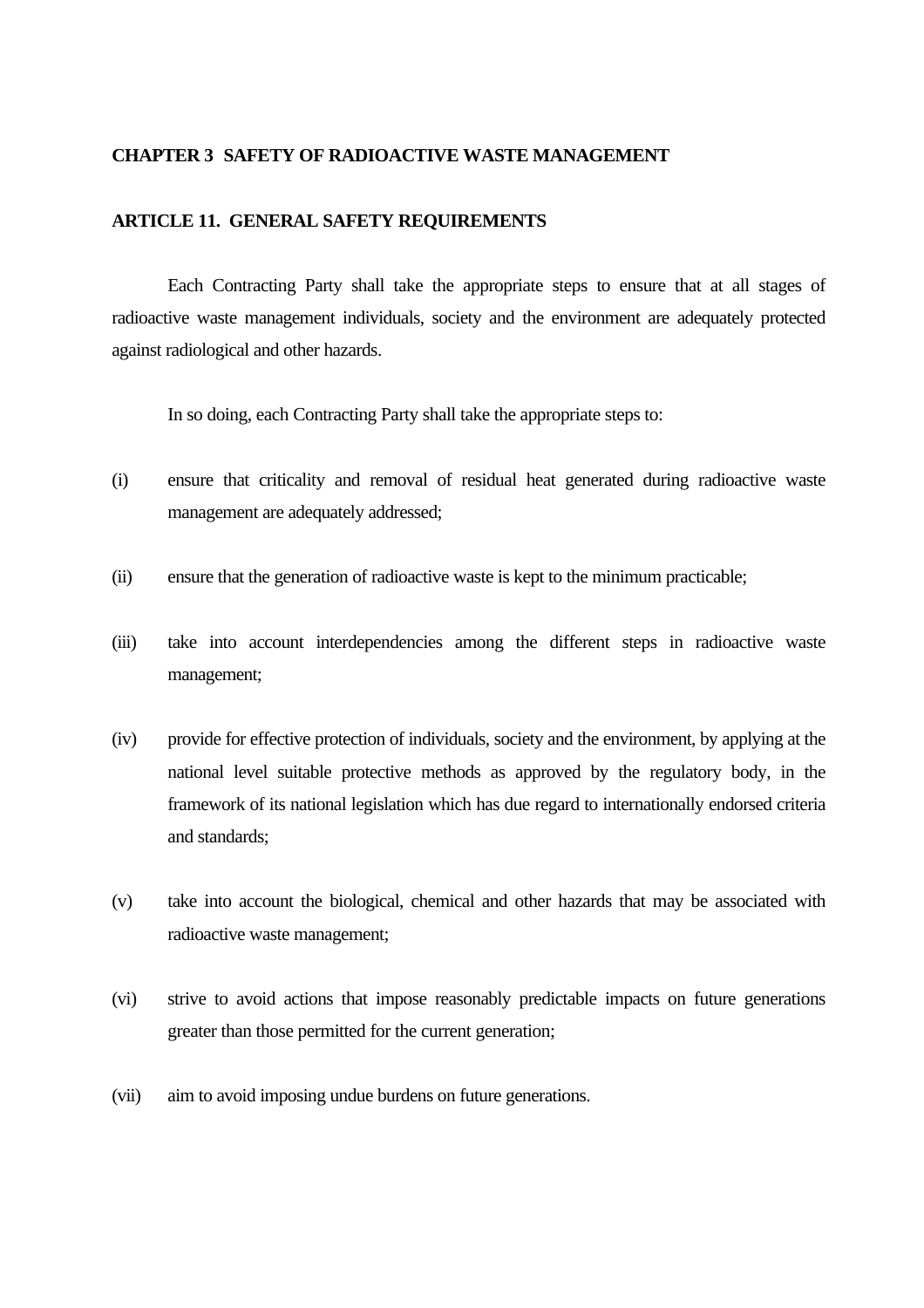## CHAPTER 3  SAFETY OF RADIOACTIVE WASTE MANAGEMENT

### ARTICLE 11.  GENERAL SAFETY REQUIREMENTS

Each Contracting Party shall take the appropriate steps to ensure that at all stages of radioactive waste management individuals, society and the environment are adequately protected against radiological and other hazards.

In so doing, each Contracting Party shall take the appropriate steps to:

(i) ensure that criticality and removal of residual heat generated during radioactive waste management are adequately addressed;

(ii) ensure that the generation of radioactive waste is kept to the minimum practicable;

(iii) take into account interdependencies among the different steps in radioactive waste management;

(iv) provide for effective protection of individuals, society and the environment, by applying at the national level suitable protective methods as approved by the regulatory body, in the framework of its national legislation which has due regard to internationally endorsed criteria and standards;

(v) take into account the biological, chemical and other hazards that may be associated with radioactive waste management;

(vi) strive to avoid actions that impose reasonably predictable impacts on future generations greater than those permitted for the current generation;

(vii) aim to avoid imposing undue burdens on future generations.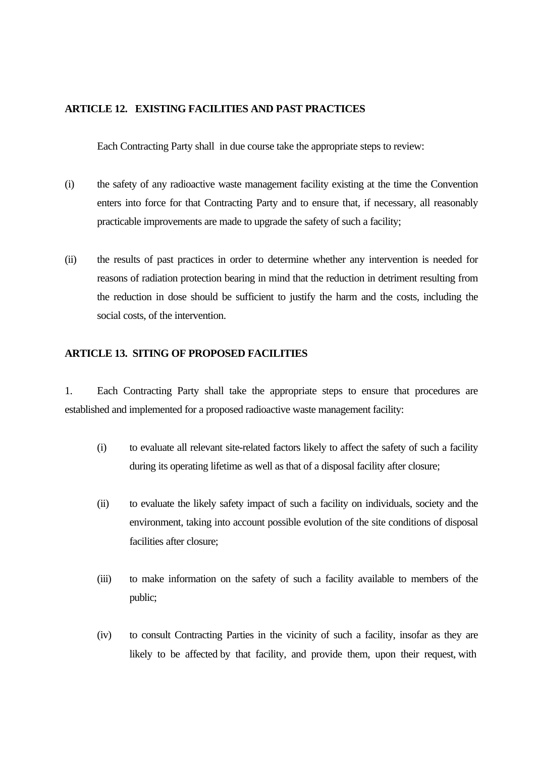**ARTICLE 12. EXISTING FACILITIES AND PAST PRACTICES**

Each Contracting Party shall in due course take the appropriate steps to review:

(i) the safety of any radioactive waste management facility existing at the time the Convention enters into force for that Contracting Party and to ensure that, if necessary, all reasonably practicable improvements are made to upgrade the safety of such a facility;

(ii) the results of past practices in order to determine whether any intervention is needed for reasons of radiation protection bearing in mind that the reduction in detriment resulting from the reduction in dose should be sufficient to justify the harm and the costs, including the social costs, of the intervention.

**ARTICLE 13. SITING OF PROPOSED FACILITIES**

1. Each Contracting Party shall take the appropriate steps to ensure that procedures are established and implemented for a proposed radioactive waste management facility:

(i) to evaluate all relevant site-related factors likely to affect the safety of such a facility during its operating lifetime as well as that of a disposal facility after closure;

(ii) to evaluate the likely safety impact of such a facility on individuals, society and the environment, taking into account possible evolution of the site conditions of disposal facilities after closure;

(iii) to make information on the safety of such a facility available to members of the public;

(iv) to consult Contracting Parties in the vicinity of such a facility, insofar as they are likely to be affected by that facility, and provide them, upon their request, with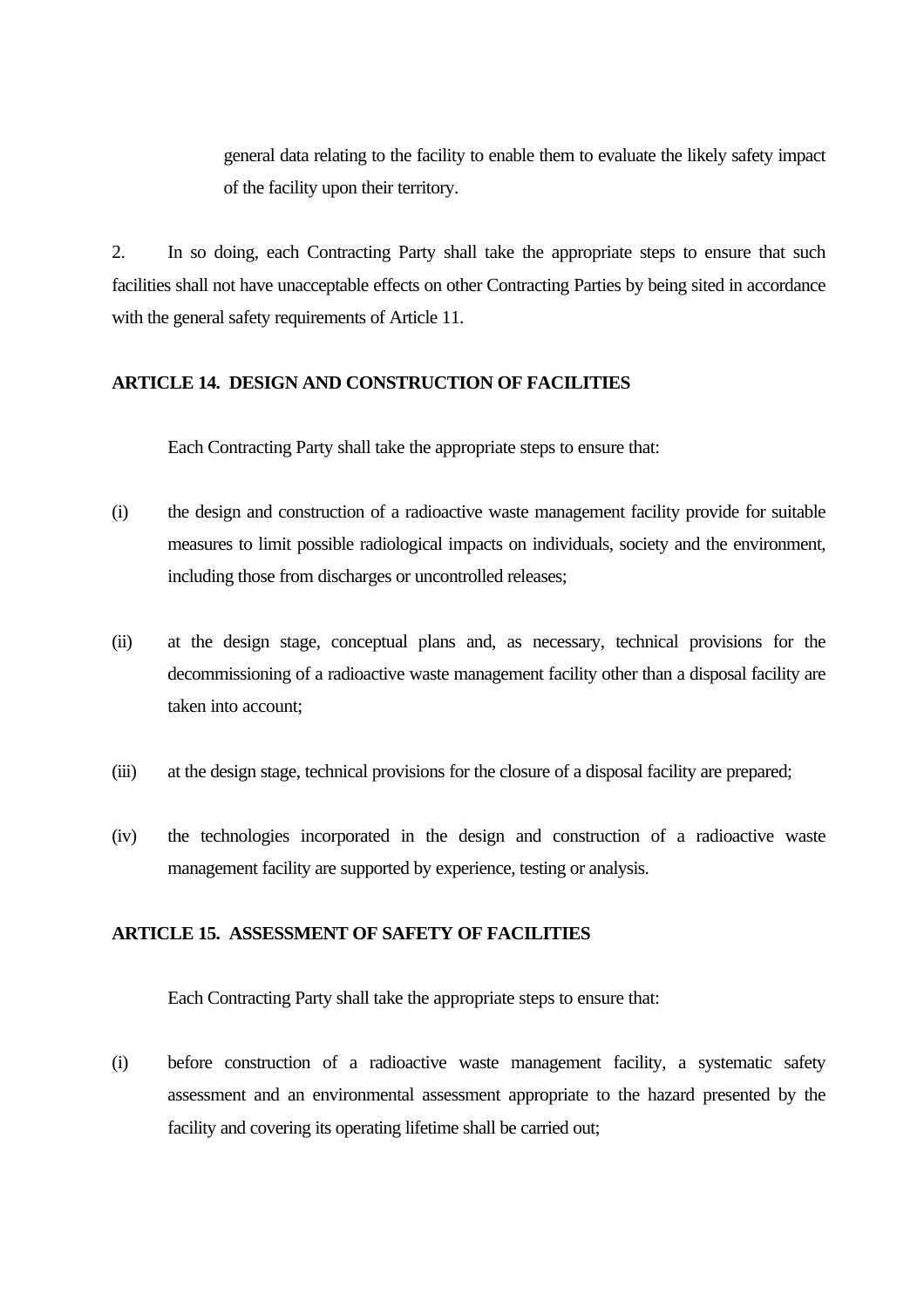general data relating to the facility to enable them to evaluate the likely safety impact of the facility upon their territory.

2. In so doing, each Contracting Party shall take the appropriate steps to ensure that such facilities shall not have unacceptable effects on other Contracting Parties by being sited in accordance with the general safety requirements of Article 11.

## ARTICLE 14. DESIGN AND CONSTRUCTION OF FACILITIES

Each Contracting Party shall take the appropriate steps to ensure that:

(i) the design and construction of a radioactive waste management facility provide for suitable measures to limit possible radiological impacts on individuals, society and the environment, including those from discharges or uncontrolled releases;

(ii) at the design stage, conceptual plans and, as necessary, technical provisions for the decommissioning of a radioactive waste management facility other than a disposal facility are taken into account;

(iii) at the design stage, technical provisions for the closure of a disposal facility are prepared;

(iv) the technologies incorporated in the design and construction of a radioactive waste management facility are supported by experience, testing or analysis.

## ARTICLE 15. ASSESSMENT OF SAFETY OF FACILITIES

Each Contracting Party shall take the appropriate steps to ensure that:

(i) before construction of a radioactive waste management facility, a systematic safety assessment and an environmental assessment appropriate to the hazard presented by the facility and covering its operating lifetime shall be carried out;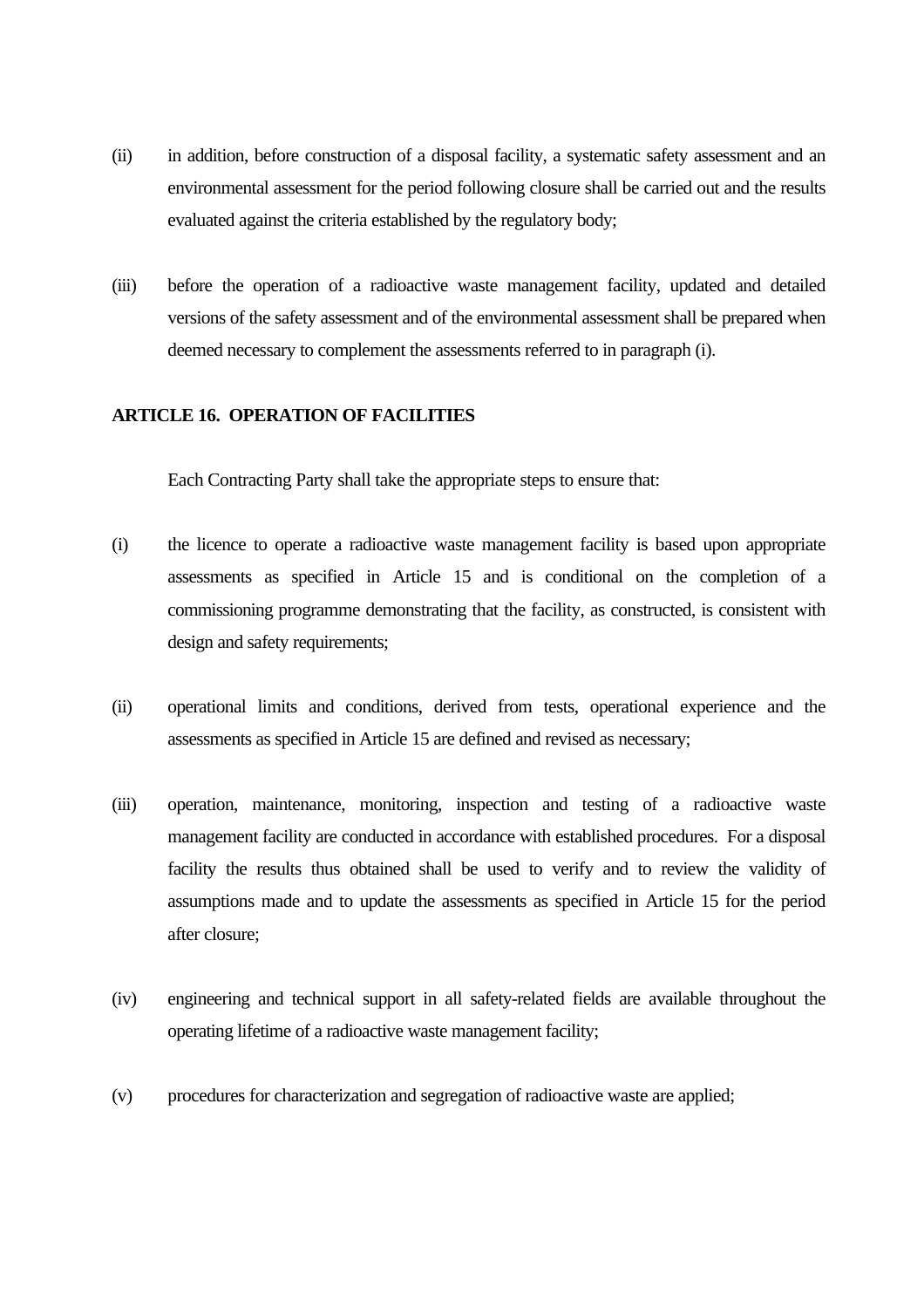(ii) in addition, before construction of a disposal facility, a systematic safety assessment and an environmental assessment for the period following closure shall be carried out and the results evaluated against the criteria established by the regulatory body;

(iii) before the operation of a radioactive waste management facility, updated and detailed versions of the safety assessment and of the environmental assessment shall be prepared when deemed necessary to complement the assessments referred to in paragraph (i).

**ARTICLE 16. OPERATION OF FACILITIES**

Each Contracting Party shall take the appropriate steps to ensure that:

(i) the licence to operate a radioactive waste management facility is based upon appropriate assessments as specified in Article 15 and is conditional on the completion of a commissioning programme demonstrating that the facility, as constructed, is consistent with design and safety requirements;

(ii) operational limits and conditions, derived from tests, operational experience and the assessments as specified in Article 15 are defined and revised as necessary;

(iii) operation, maintenance, monitoring, inspection and testing of a radioactive waste management facility are conducted in accordance with established procedures. For a disposal facility the results thus obtained shall be used to verify and to review the validity of assumptions made and to update the assessments as specified in Article 15 for the period after closure;

(iv) engineering and technical support in all safety-related fields are available throughout the operating lifetime of a radioactive waste management facility;

(v) procedures for characterization and segregation of radioactive waste are applied;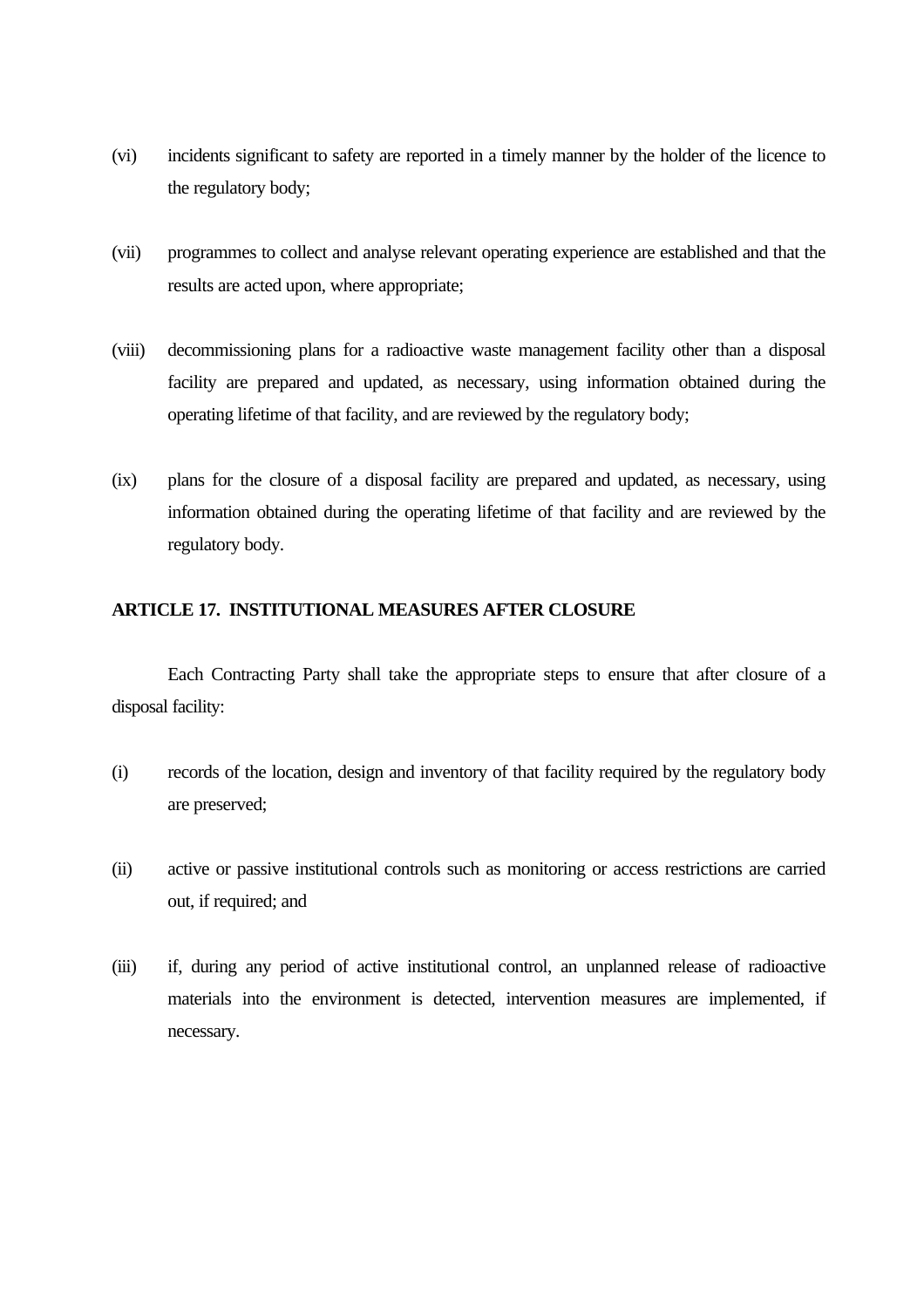(vi) incidents significant to safety are reported in a timely manner by the holder of the licence to the regulatory body;

(vii) programmes to collect and analyse relevant operating experience are established and that the results are acted upon, where appropriate;

(viii) decommissioning plans for a radioactive waste management facility other than a disposal facility are prepared and updated, as necessary, using information obtained during the operating lifetime of that facility, and are reviewed by the regulatory body;

(ix) plans for the closure of a disposal facility are prepared and updated, as necessary, using information obtained during the operating lifetime of that facility and are reviewed by the regulatory body.

## ARTICLE 17. INSTITUTIONAL MEASURES AFTER CLOSURE

Each Contracting Party shall take the appropriate steps to ensure that after closure of a disposal facility:

(i) records of the location, design and inventory of that facility required by the regulatory body are preserved;

(ii) active or passive institutional controls such as monitoring or access restrictions are carried out, if required; and

(iii) if, during any period of active institutional control, an unplanned release of radioactive materials into the environment is detected, intervention measures are implemented, if necessary.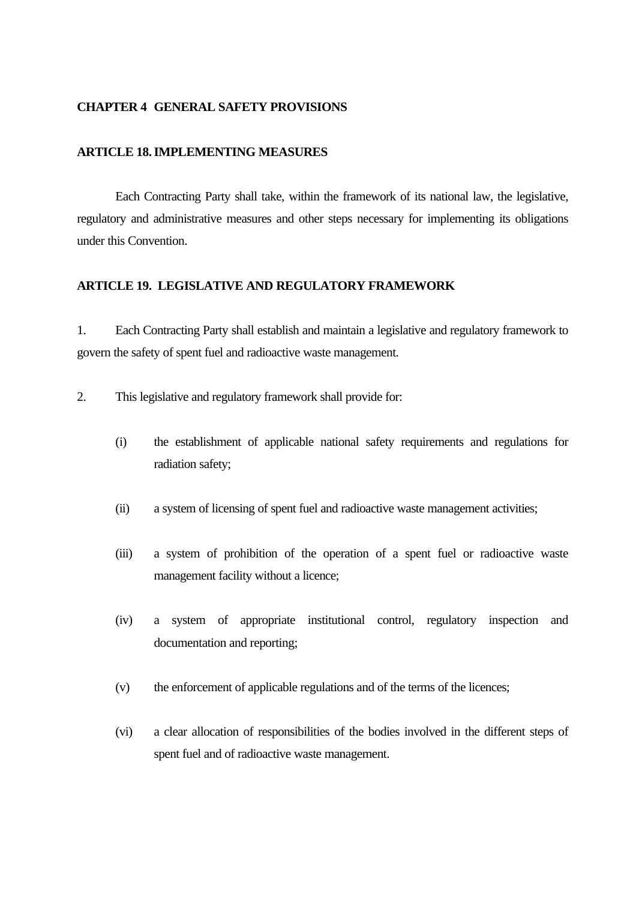## CHAPTER 4 GENERAL SAFETY PROVISIONS

### ARTICLE 18. IMPLEMENTING MEASURES

Each Contracting Party shall take, within the framework of its national law, the legislative, regulatory and administrative measures and other steps necessary for implementing its obligations under this Convention.

### ARTICLE 19. LEGISLATIVE AND REGULATORY FRAMEWORK

1. Each Contracting Party shall establish and maintain a legislative and regulatory framework to govern the safety of spent fuel and radioactive waste management.

2. This legislative and regulatory framework shall provide for:

   (i) the establishment of applicable national safety requirements and regulations for radiation safety;

   (ii) a system of licensing of spent fuel and radioactive waste management activities;

   (iii) a system of prohibition of the operation of a spent fuel or radioactive waste management facility without a licence;

   (iv) a system of appropriate institutional control, regulatory inspection and documentation and reporting;

   (v) the enforcement of applicable regulations and of the terms of the licences;

   (vi) a clear allocation of responsibilities of the bodies involved in the different steps of spent fuel and of radioactive waste management.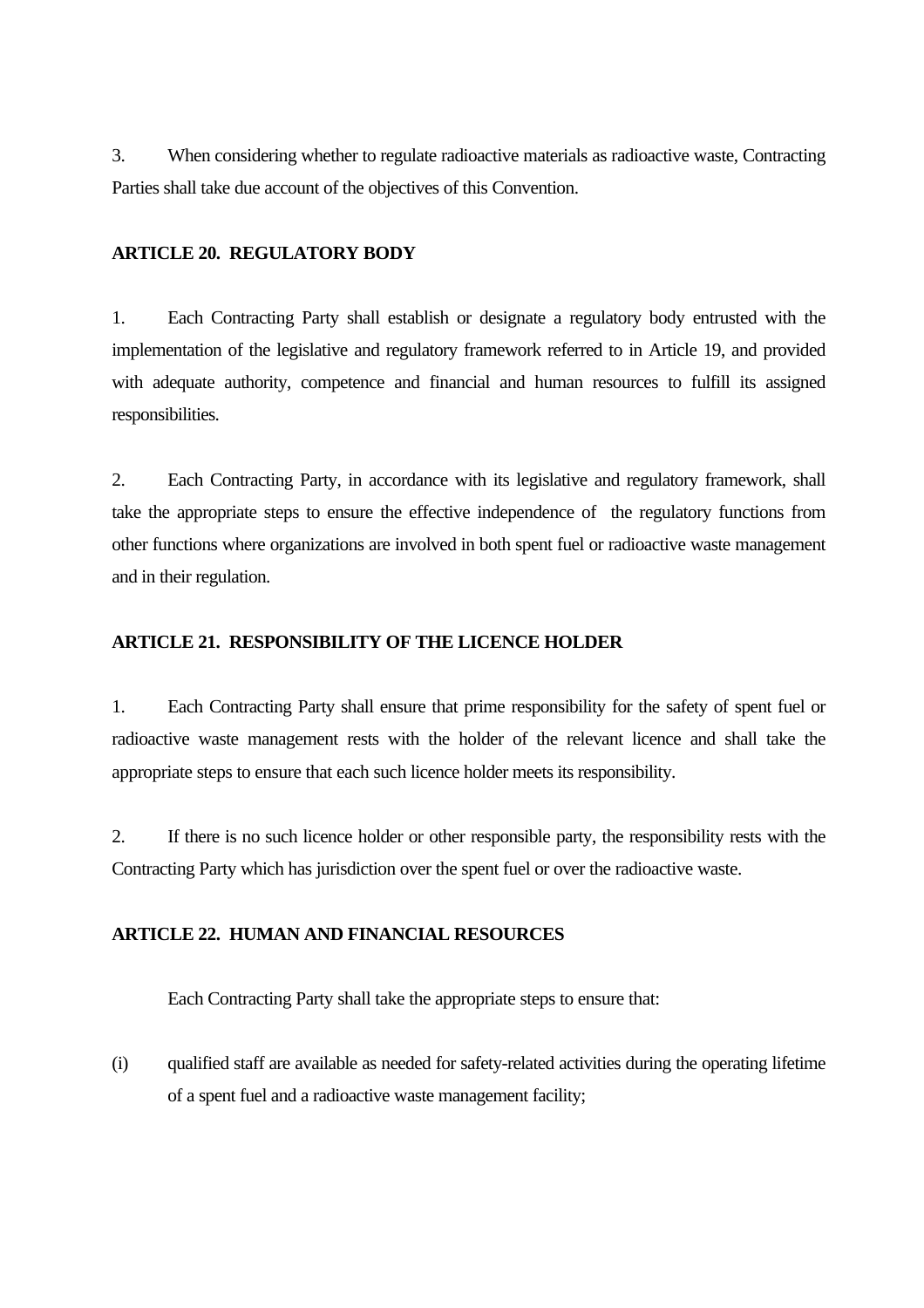3. When considering whether to regulate radioactive materials as radioactive waste, Contracting Parties shall take due account of the objectives of this Convention.

**ARTICLE 20. REGULATORY BODY**

1. Each Contracting Party shall establish or designate a regulatory body entrusted with the implementation of the legislative and regulatory framework referred to in Article 19, and provided with adequate authority, competence and financial and human resources to fulfill its assigned responsibilities.

2. Each Contracting Party, in accordance with its legislative and regulatory framework, shall take the appropriate steps to ensure the effective independence of the regulatory functions from other functions where organizations are involved in both spent fuel or radioactive waste management and in their regulation.

**ARTICLE 21. RESPONSIBILITY OF THE LICENCE HOLDER**

1. Each Contracting Party shall ensure that prime responsibility for the safety of spent fuel or radioactive waste management rests with the holder of the relevant licence and shall take the appropriate steps to ensure that each such licence holder meets its responsibility.

2. If there is no such licence holder or other responsible party, the responsibility rests with the Contracting Party which has jurisdiction over the spent fuel or over the radioactive waste.

**ARTICLE 22. HUMAN AND FINANCIAL RESOURCES**

Each Contracting Party shall take the appropriate steps to ensure that:

(i) qualified staff are available as needed for safety-related activities during the operating lifetime of a spent fuel and a radioactive waste management facility;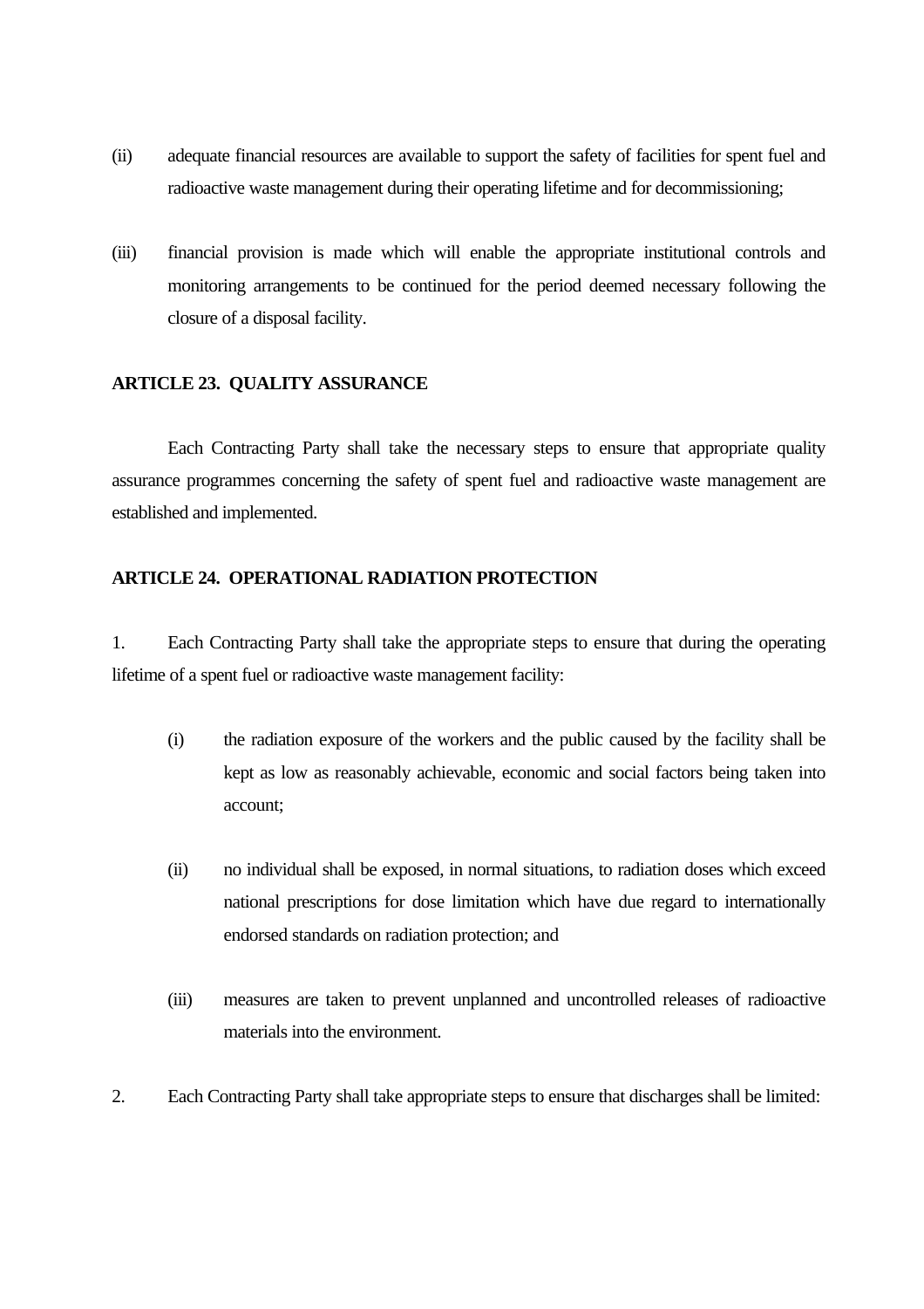(ii) adequate financial resources are available to support the safety of facilities for spent fuel and radioactive waste management during their operating lifetime and for decommissioning;

(iii) financial provision is made which will enable the appropriate institutional controls and monitoring arrangements to be continued for the period deemed necessary following the closure of a disposal facility.

**ARTICLE 23. QUALITY ASSURANCE**

Each Contracting Party shall take the necessary steps to ensure that appropriate quality assurance programmes concerning the safety of spent fuel and radioactive waste management are established and implemented.

**ARTICLE 24. OPERATIONAL RADIATION PROTECTION**

1. Each Contracting Party shall take the appropriate steps to ensure that during the operating lifetime of a spent fuel or radioactive waste management facility:

   (i) the radiation exposure of the workers and the public caused by the facility shall be kept as low as reasonably achievable, economic and social factors being taken into account;

   (ii) no individual shall be exposed, in normal situations, to radiation doses which exceed national prescriptions for dose limitation which have due regard to internationally endorsed standards on radiation protection; and

   (iii) measures are taken to prevent unplanned and uncontrolled releases of radioactive materials into the environment.

2. Each Contracting Party shall take appropriate steps to ensure that discharges shall be limited: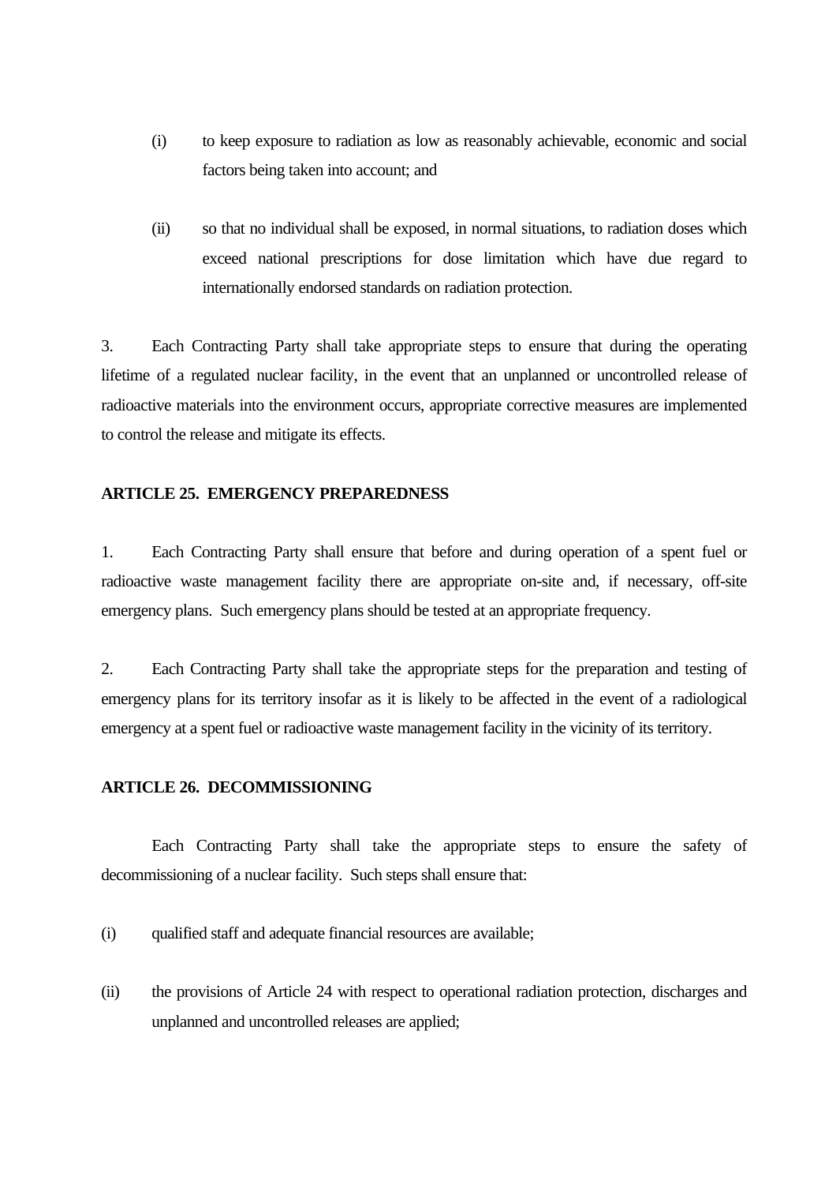(i) to keep exposure to radiation as low as reasonably achievable, economic and social factors being taken into account; and

(ii) so that no individual shall be exposed, in normal situations, to radiation doses which exceed national prescriptions for dose limitation which have due regard to internationally endorsed standards on radiation protection.

3. Each Contracting Party shall take appropriate steps to ensure that during the operating lifetime of a regulated nuclear facility, in the event that an unplanned or uncontrolled release of radioactive materials into the environment occurs, appropriate corrective measures are implemented to control the release and mitigate its effects.

**ARTICLE 25. EMERGENCY PREPAREDNESS**

1. Each Contracting Party shall ensure that before and during operation of a spent fuel or radioactive waste management facility there are appropriate on-site and, if necessary, off-site emergency plans. Such emergency plans should be tested at an appropriate frequency.

2. Each Contracting Party shall take the appropriate steps for the preparation and testing of emergency plans for its territory insofar as it is likely to be affected in the event of a radiological emergency at a spent fuel or radioactive waste management facility in the vicinity of its territory.

**ARTICLE 26. DECOMMISSIONING**

Each Contracting Party shall take the appropriate steps to ensure the safety of decommissioning of a nuclear facility. Such steps shall ensure that:

(i) qualified staff and adequate financial resources are available;

(ii) the provisions of Article 24 with respect to operational radiation protection, discharges and unplanned and uncontrolled releases are applied;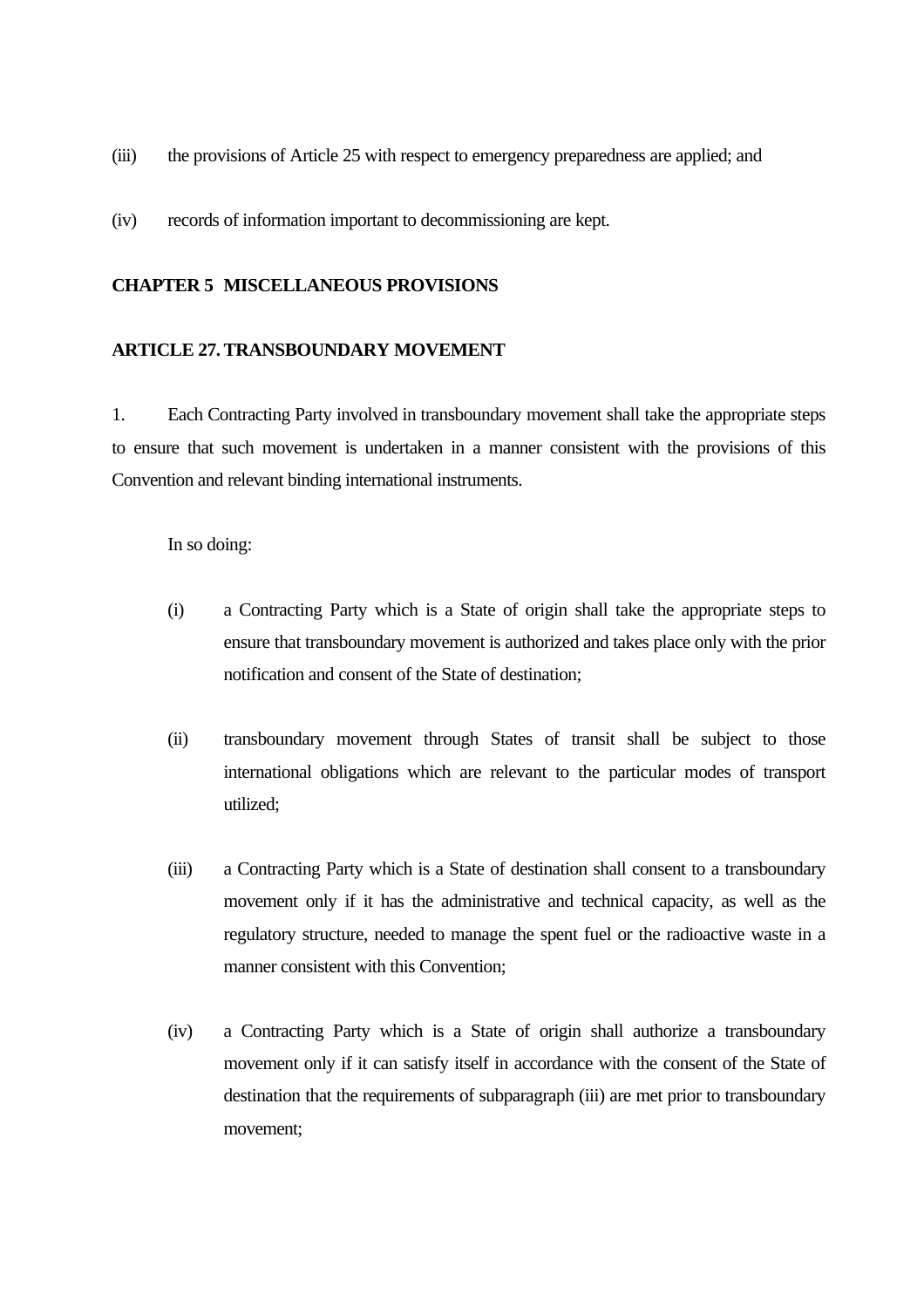(iii) the provisions of Article 25 with respect to emergency preparedness are applied; and

(iv) records of information important to decommissioning are kept.

## CHAPTER 5 MISCELLANEOUS PROVISIONS

### ARTICLE 27. TRANSBOUNDARY MOVEMENT

1. Each Contracting Party involved in transboundary movement shall take the appropriate steps to ensure that such movement is undertaken in a manner consistent with the provisions of this Convention and relevant binding international instruments.

In so doing:

(i) a Contracting Party which is a State of origin shall take the appropriate steps to ensure that transboundary movement is authorized and takes place only with the prior notification and consent of the State of destination;

(ii) transboundary movement through States of transit shall be subject to those international obligations which are relevant to the particular modes of transport utilized;

(iii) a Contracting Party which is a State of destination shall consent to a transboundary movement only if it has the administrative and technical capacity, as well as the regulatory structure, needed to manage the spent fuel or the radioactive waste in a manner consistent with this Convention;

(iv) a Contracting Party which is a State of origin shall authorize a transboundary movement only if it can satisfy itself in accordance with the consent of the State of destination that the requirements of subparagraph (iii) are met prior to transboundary movement;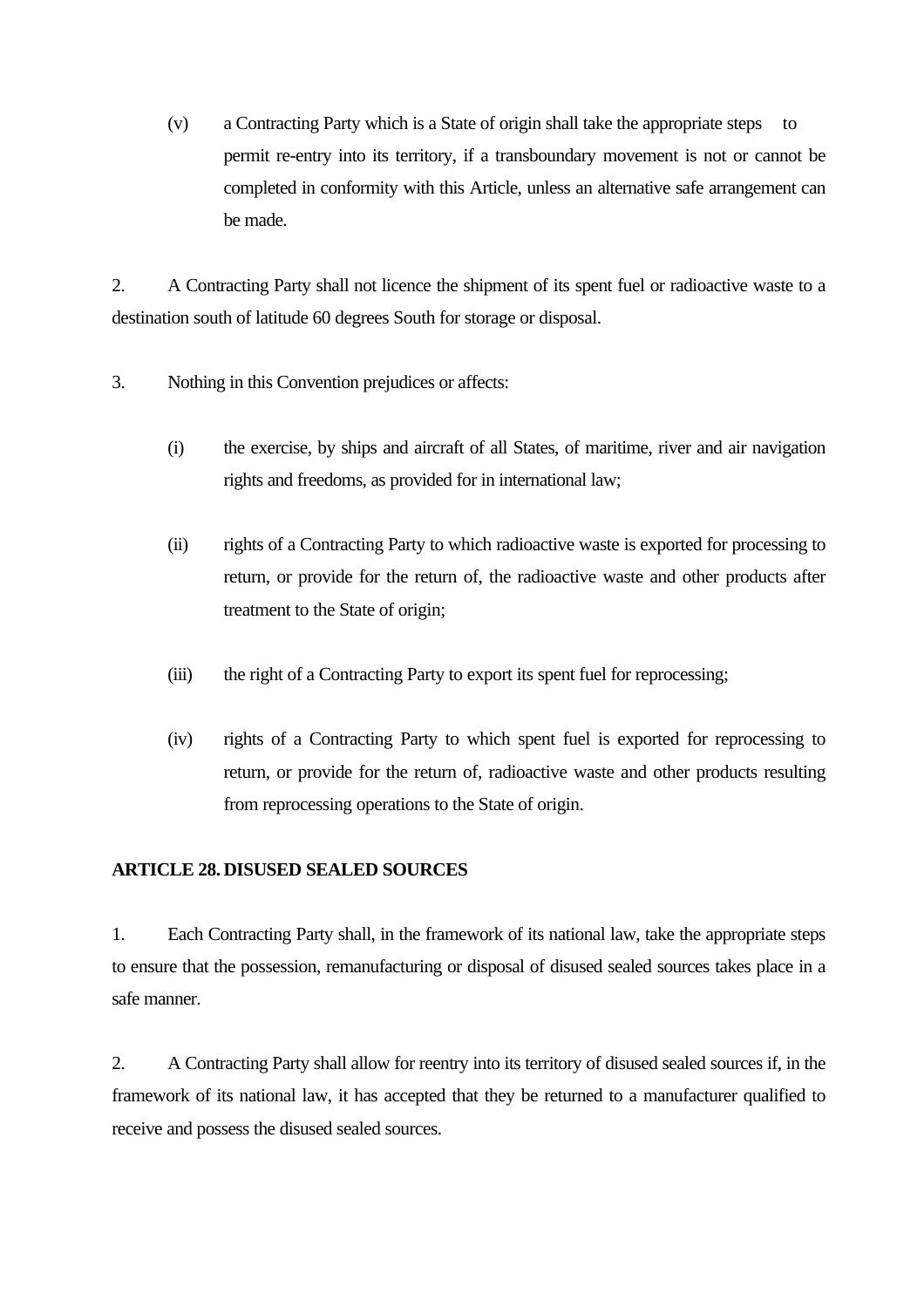(v) a Contracting Party which is a State of origin shall take the appropriate steps to permit re-entry into its territory, if a transboundary movement is not or cannot be completed in conformity with this Article, unless an alternative safe arrangement can be made.

2. A Contracting Party shall not licence the shipment of its spent fuel or radioactive waste to a destination south of latitude 60 degrees South for storage or disposal.

3. Nothing in this Convention prejudices or affects:

(i) the exercise, by ships and aircraft of all States, of maritime, river and air navigation rights and freedoms, as provided for in international law;

(ii) rights of a Contracting Party to which radioactive waste is exported for processing to return, or provide for the return of, the radioactive waste and other products after treatment to the State of origin;

(iii) the right of a Contracting Party to export its spent fuel for reprocessing;

(iv) rights of a Contracting Party to which spent fuel is exported for reprocessing to return, or provide for the return of, radioactive waste and other products resulting from reprocessing operations to the State of origin.

## ARTICLE 28. DISUSED SEALED SOURCES

1. Each Contracting Party shall, in the framework of its national law, take the appropriate steps to ensure that the possession, remanufacturing or disposal of disused sealed sources takes place in a safe manner.

2. A Contracting Party shall allow for reentry into its territory of disused sealed sources if, in the framework of its national law, it has accepted that they be returned to a manufacturer qualified to receive and possess the disused sealed sources.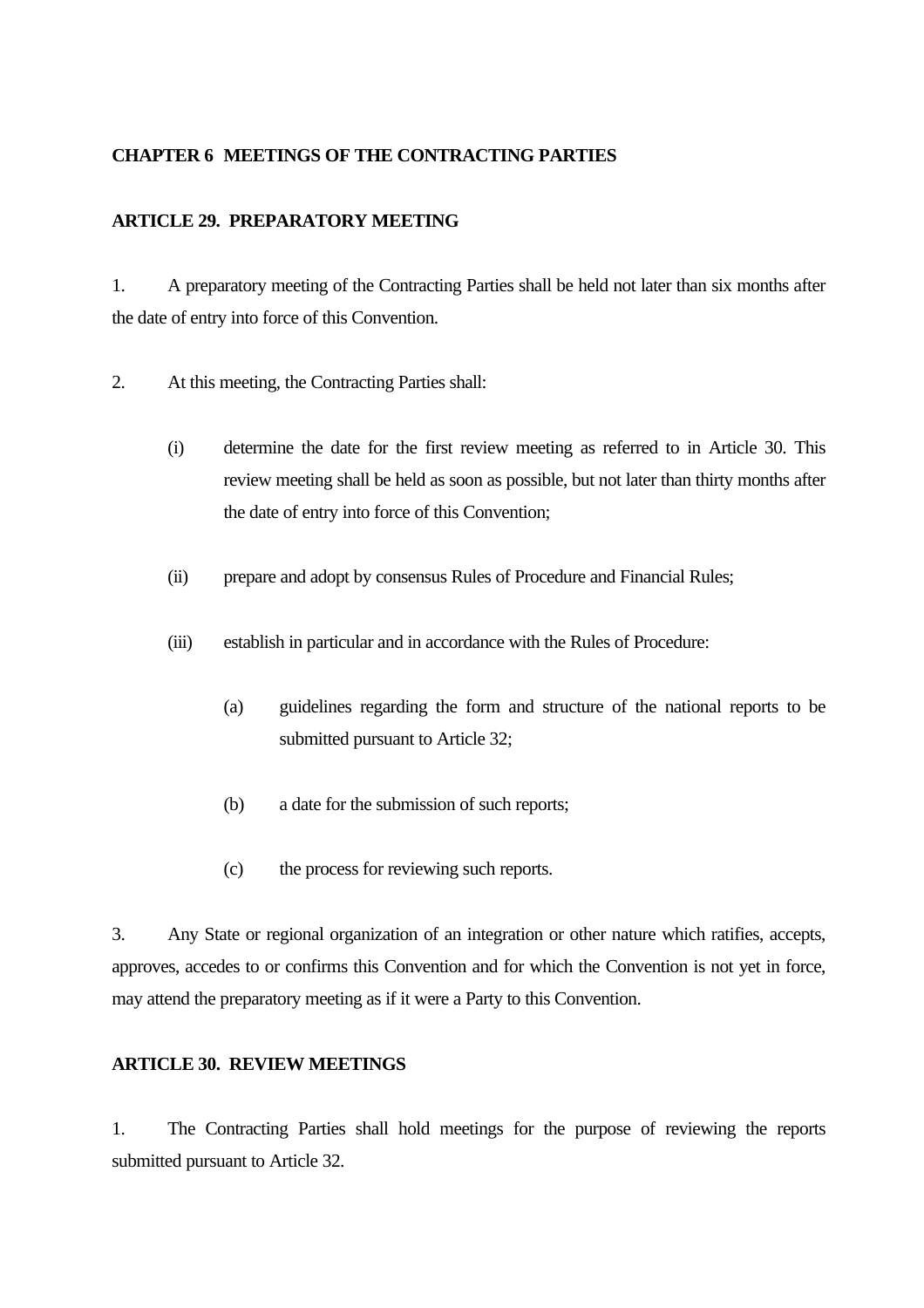## CHAPTER 6 MEETINGS OF THE CONTRACTING PARTIES

### ARTICLE 29. PREPARATORY MEETING

1. A preparatory meeting of the Contracting Parties shall be held not later than six months after the date of entry into force of this Convention.

2. At this meeting, the Contracting Parties shall:

   (i) determine the date for the first review meeting as referred to in Article 30. This review meeting shall be held as soon as possible, but not later than thirty months after the date of entry into force of this Convention;

   (ii) prepare and adopt by consensus Rules of Procedure and Financial Rules;

   (iii) establish in particular and in accordance with the Rules of Procedure:

      (a) guidelines regarding the form and structure of the national reports to be submitted pursuant to Article 32;

      (b) a date for the submission of such reports;

      (c) the process for reviewing such reports.

3. Any State or regional organization of an integration or other nature which ratifies, accepts, approves, accedes to or confirms this Convention and for which the Convention is not yet in force, may attend the preparatory meeting as if it were a Party to this Convention.

### ARTICLE 30. REVIEW MEETINGS

1. The Contracting Parties shall hold meetings for the purpose of reviewing the reports submitted pursuant to Article 32.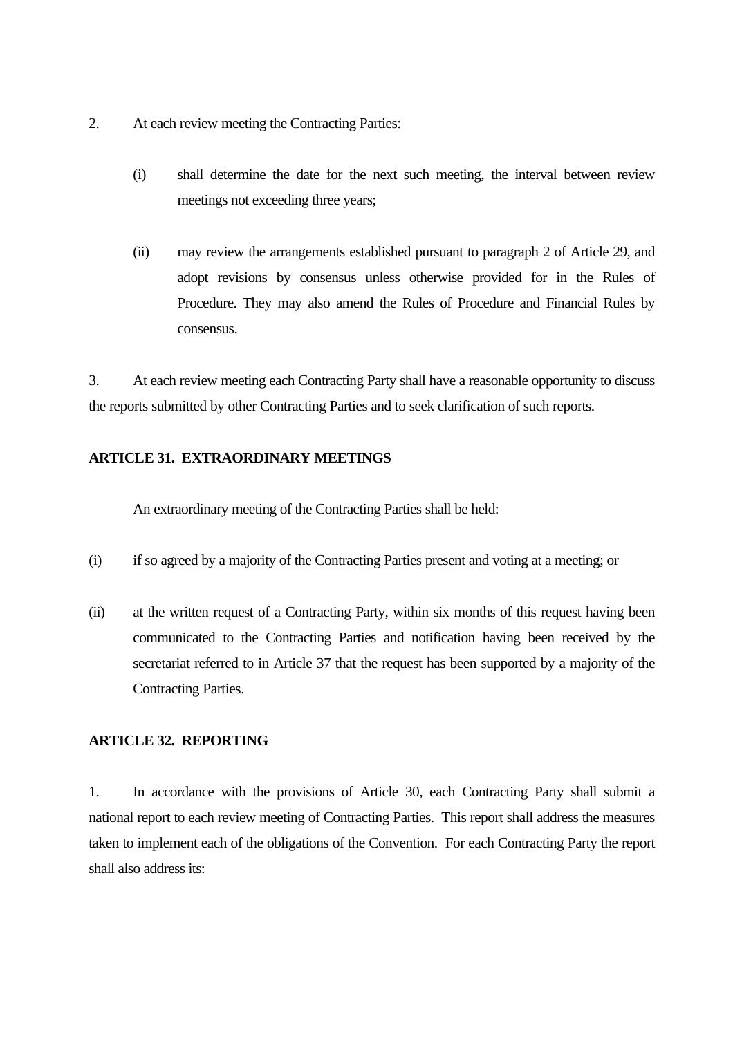2. At each review meeting the Contracting Parties:

   (i) shall determine the date for the next such meeting, the interval between review meetings not exceeding three years;

   (ii) may review the arrangements established pursuant to paragraph 2 of Article 29, and adopt revisions by consensus unless otherwise provided for in the Rules of Procedure. They may also amend the Rules of Procedure and Financial Rules by consensus.

3. At each review meeting each Contracting Party shall have a reasonable opportunity to discuss the reports submitted by other Contracting Parties and to seek clarification of such reports.

**ARTICLE 31. EXTRAORDINARY MEETINGS**

An extraordinary meeting of the Contracting Parties shall be held:

(i) if so agreed by a majority of the Contracting Parties present and voting at a meeting; or

(ii) at the written request of a Contracting Party, within six months of this request having been communicated to the Contracting Parties and notification having been received by the secretariat referred to in Article 37 that the request has been supported by a majority of the Contracting Parties.

**ARTICLE 32. REPORTING**

1. In accordance with the provisions of Article 30, each Contracting Party shall submit a national report to each review meeting of Contracting Parties. This report shall address the measures taken to implement each of the obligations of the Convention. For each Contracting Party the report shall also address its: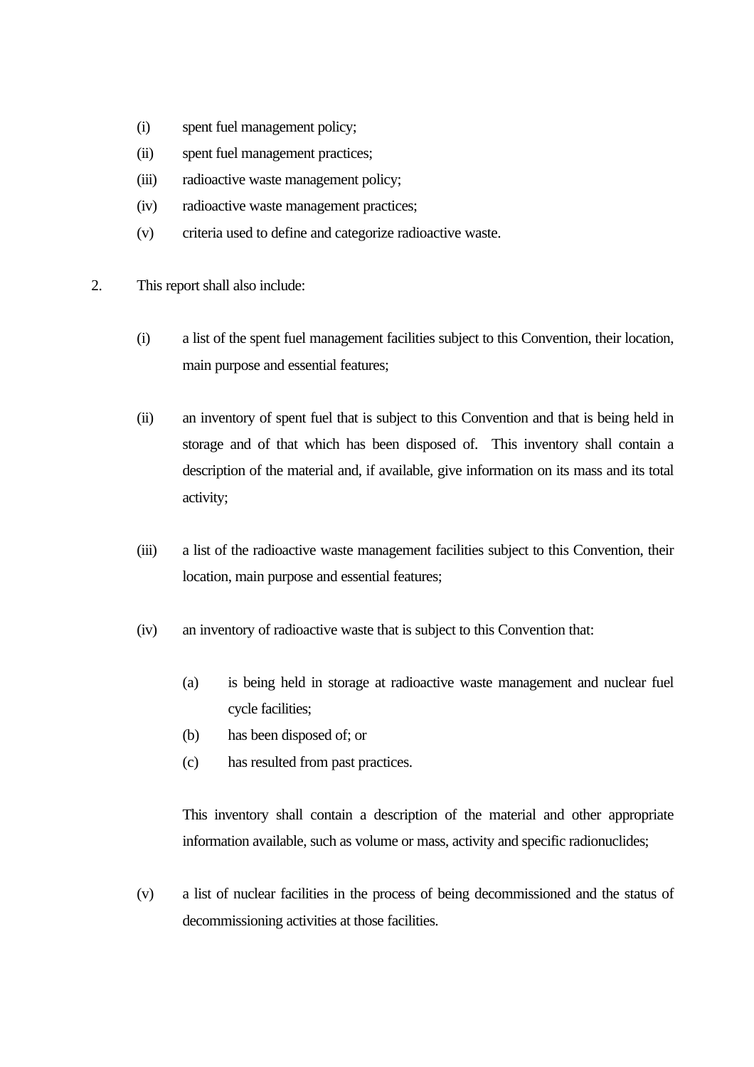(i) spent fuel management policy;

(ii) spent fuel management practices;

(iii) radioactive waste management policy;

(iv) radioactive waste management practices;

(v) criteria used to define and categorize radioactive waste.

2. This report shall also include:

(i) a list of the spent fuel management facilities subject to this Convention, their location, main purpose and essential features;

(ii) an inventory of spent fuel that is subject to this Convention and that is being held in storage and of that which has been disposed of. This inventory shall contain a description of the material and, if available, give information on its mass and its total activity;

(iii) a list of the radioactive waste management facilities subject to this Convention, their location, main purpose and essential features;

(iv) an inventory of radioactive waste that is subject to this Convention that:

(a) is being held in storage at radioactive waste management and nuclear fuel cycle facilities;

(b) has been disposed of; or

(c) has resulted from past practices.

This inventory shall contain a description of the material and other appropriate information available, such as volume or mass, activity and specific radionuclides;

(v) a list of nuclear facilities in the process of being decommissioned and the status of decommissioning activities at those facilities.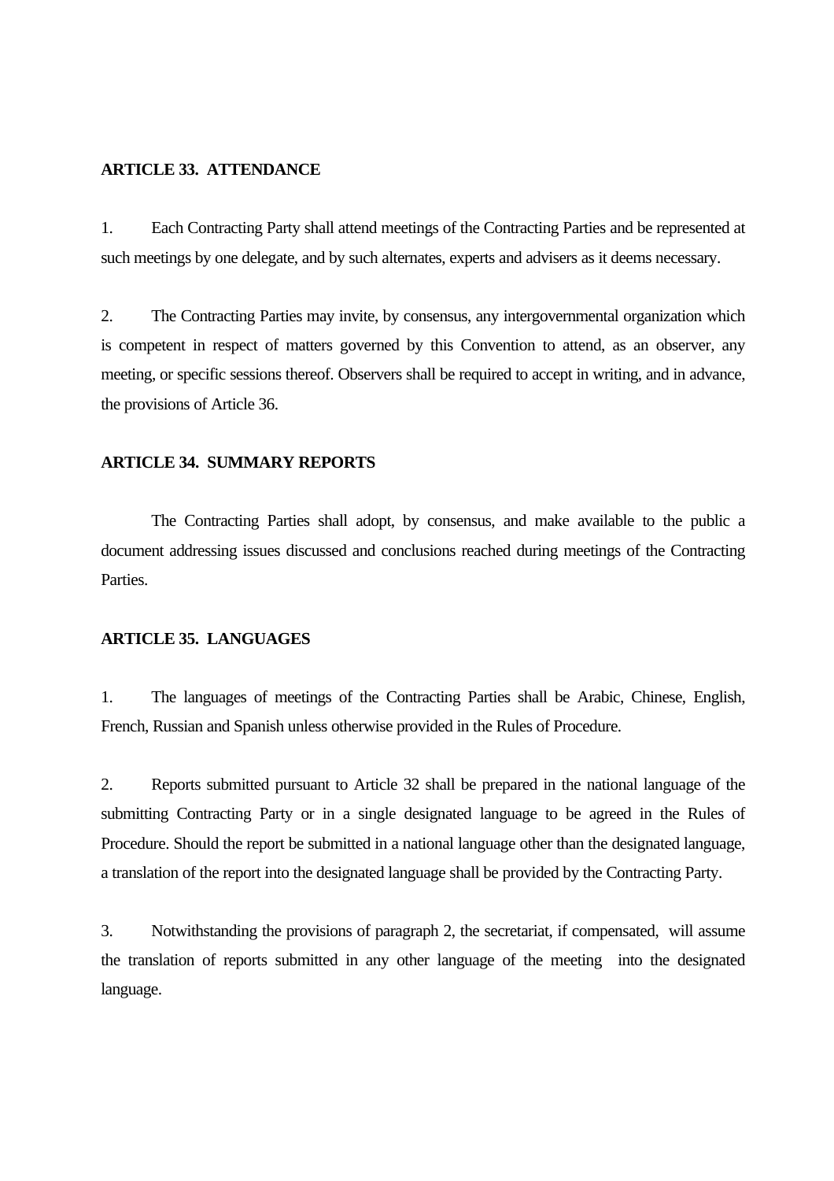**ARTICLE 33. ATTENDANCE**

1. Each Contracting Party shall attend meetings of the Contracting Parties and be represented at such meetings by one delegate, and by such alternates, experts and advisers as it deems necessary.

2. The Contracting Parties may invite, by consensus, any intergovernmental organization which is competent in respect of matters governed by this Convention to attend, as an observer, any meeting, or specific sessions thereof. Observers shall be required to accept in writing, and in advance, the provisions of Article 36.

**ARTICLE 34. SUMMARY REPORTS**

The Contracting Parties shall adopt, by consensus, and make available to the public a document addressing issues discussed and conclusions reached during meetings of the Contracting Parties.

**ARTICLE 35. LANGUAGES**

1. The languages of meetings of the Contracting Parties shall be Arabic, Chinese, English, French, Russian and Spanish unless otherwise provided in the Rules of Procedure.

2. Reports submitted pursuant to Article 32 shall be prepared in the national language of the submitting Contracting Party or in a single designated language to be agreed in the Rules of Procedure. Should the report be submitted in a national language other than the designated language, a translation of the report into the designated language shall be provided by the Contracting Party.

3. Notwithstanding the provisions of paragraph 2, the secretariat, if compensated, will assume the translation of reports submitted in any other language of the meeting into the designated language.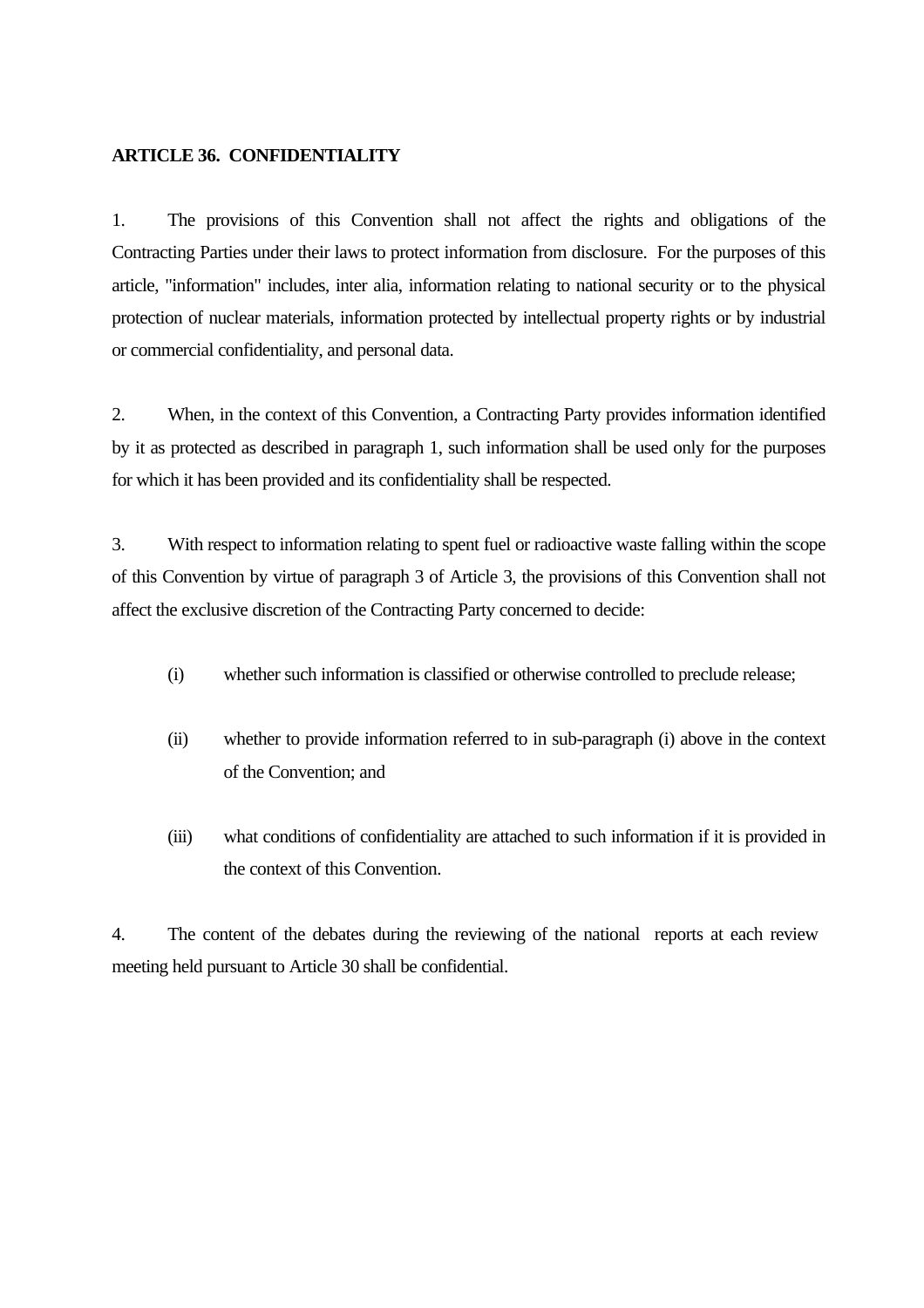## ARTICLE 36. CONFIDENTIALITY

1. The provisions of this Convention shall not affect the rights and obligations of the Contracting Parties under their laws to protect information from disclosure. For the purposes of this article, "information" includes, inter alia, information relating to national security or to the physical protection of nuclear materials, information protected by intellectual property rights or by industrial or commercial confidentiality, and personal data.

2. When, in the context of this Convention, a Contracting Party provides information identified by it as protected as described in paragraph 1, such information shall be used only for the purposes for which it has been provided and its confidentiality shall be respected.

3. With respect to information relating to spent fuel or radioactive waste falling within the scope of this Convention by virtue of paragraph 3 of Article 3, the provisions of this Convention shall not affect the exclusive discretion of the Contracting Party concerned to decide:

   (i) whether such information is classified or otherwise controlled to preclude release;

   (ii) whether to provide information referred to in sub-paragraph (i) above in the context of the Convention; and

   (iii) what conditions of confidentiality are attached to such information if it is provided in the context of this Convention.

4. The content of the debates during the reviewing of the national reports at each review meeting held pursuant to Article 30 shall be confidential.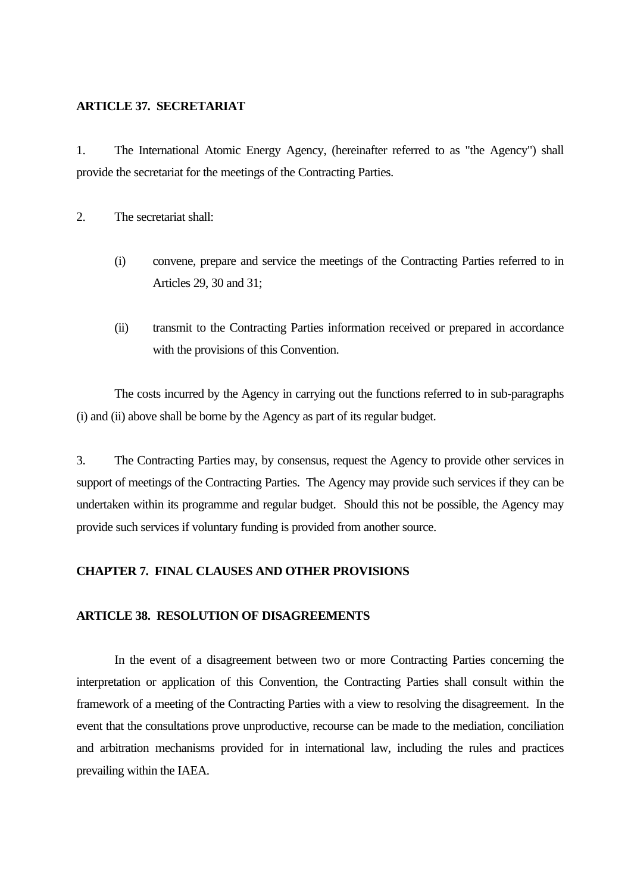**ARTICLE 37. SECRETARIAT**

1. The International Atomic Energy Agency, (hereinafter referred to as "the Agency") shall provide the secretariat for the meetings of the Contracting Parties.

2. The secretariat shall:

   (i) convene, prepare and service the meetings of the Contracting Parties referred to in Articles 29, 30 and 31;

   (ii) transmit to the Contracting Parties information received or prepared in accordance with the provisions of this Convention.

The costs incurred by the Agency in carrying out the functions referred to in sub-paragraphs (i) and (ii) above shall be borne by the Agency as part of its regular budget.

3. The Contracting Parties may, by consensus, request the Agency to provide other services in support of meetings of the Contracting Parties. The Agency may provide such services if they can be undertaken within its programme and regular budget. Should this not be possible, the Agency may provide such services if voluntary funding is provided from another source.

## CHAPTER 7. FINAL CLAUSES AND OTHER PROVISIONS

**ARTICLE 38. RESOLUTION OF DISAGREEMENTS**

In the event of a disagreement between two or more Contracting Parties concerning the interpretation or application of this Convention, the Contracting Parties shall consult within the framework of a meeting of the Contracting Parties with a view to resolving the disagreement. In the event that the consultations prove unproductive, recourse can be made to the mediation, conciliation and arbitration mechanisms provided for in international law, including the rules and practices prevailing within the IAEA.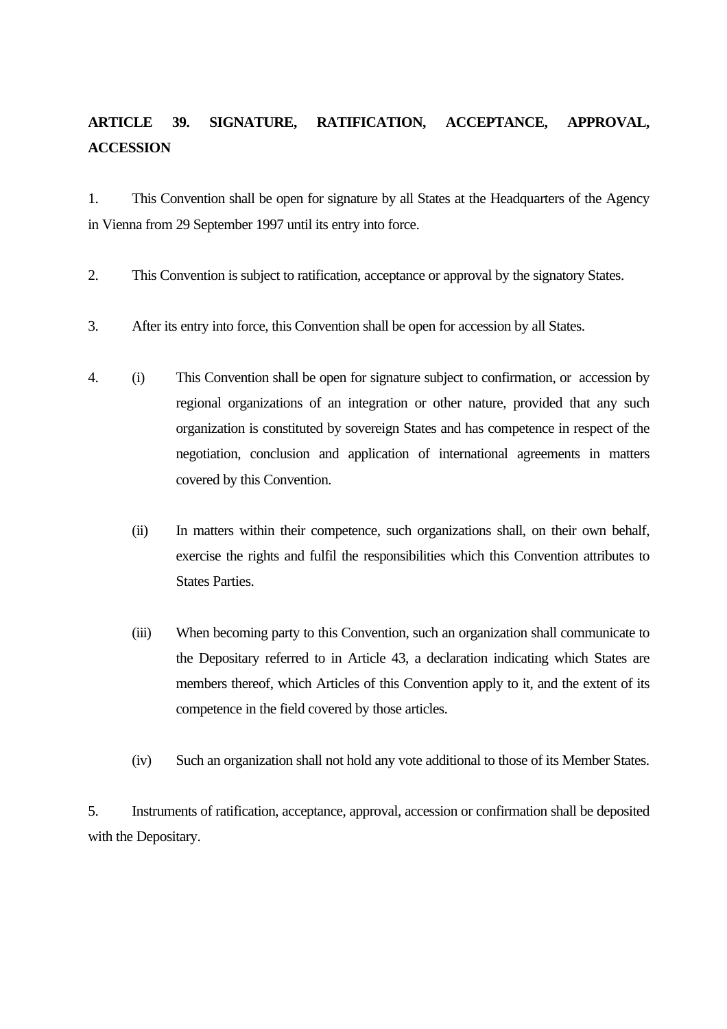**ARTICLE 39. SIGNATURE, RATIFICATION, ACCEPTANCE, APPROVAL, ACCESSION**

1. This Convention shall be open for signature by all States at the Headquarters of the Agency in Vienna from 29 September 1997 until its entry into force.

2. This Convention is subject to ratification, acceptance or approval by the signatory States.

3. After its entry into force, this Convention shall be open for accession by all States.

4. (i) This Convention shall be open for signature subject to confirmation, or accession by regional organizations of an integration or other nature, provided that any such organization is constituted by sovereign States and has competence in respect of the negotiation, conclusion and application of international agreements in matters covered by this Convention.

   (ii) In matters within their competence, such organizations shall, on their own behalf, exercise the rights and fulfil the responsibilities which this Convention attributes to States Parties.

   (iii) When becoming party to this Convention, such an organization shall communicate to the Depositary referred to in Article 43, a declaration indicating which States are members thereof, which Articles of this Convention apply to it, and the extent of its competence in the field covered by those articles.

   (iv) Such an organization shall not hold any vote additional to those of its Member States.

5. Instruments of ratification, acceptance, approval, accession or confirmation shall be deposited with the Depositary.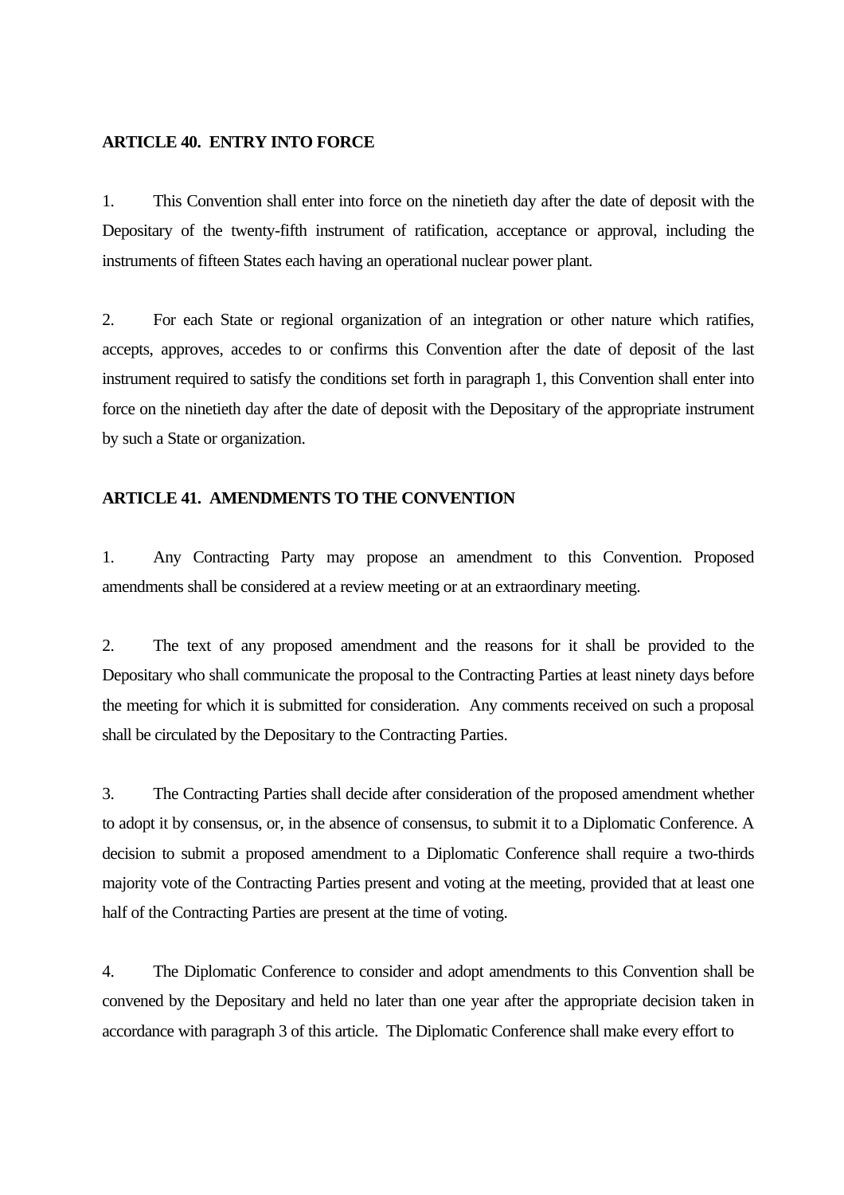**ARTICLE 40. ENTRY INTO FORCE**

1. This Convention shall enter into force on the ninetieth day after the date of deposit with the Depositary of the twenty-fifth instrument of ratification, acceptance or approval, including the instruments of fifteen States each having an operational nuclear power plant.

2. For each State or regional organization of an integration or other nature which ratifies, accepts, approves, accedes to or confirms this Convention after the date of deposit of the last instrument required to satisfy the conditions set forth in paragraph 1, this Convention shall enter into force on the ninetieth day after the date of deposit with the Depositary of the appropriate instrument by such a State or organization.

**ARTICLE 41. AMENDMENTS TO THE CONVENTION**

1. Any Contracting Party may propose an amendment to this Convention. Proposed amendments shall be considered at a review meeting or at an extraordinary meeting.

2. The text of any proposed amendment and the reasons for it shall be provided to the Depositary who shall communicate the proposal to the Contracting Parties at least ninety days before the meeting for which it is submitted for consideration. Any comments received on such a proposal shall be circulated by the Depositary to the Contracting Parties.

3. The Contracting Parties shall decide after consideration of the proposed amendment whether to adopt it by consensus, or, in the absence of consensus, to submit it to a Diplomatic Conference. A decision to submit a proposed amendment to a Diplomatic Conference shall require a two-thirds majority vote of the Contracting Parties present and voting at the meeting, provided that at least one half of the Contracting Parties are present at the time of voting.

4. The Diplomatic Conference to consider and adopt amendments to this Convention shall be convened by the Depositary and held no later than one year after the appropriate decision taken in accordance with paragraph 3 of this article. The Diplomatic Conference shall make every effort to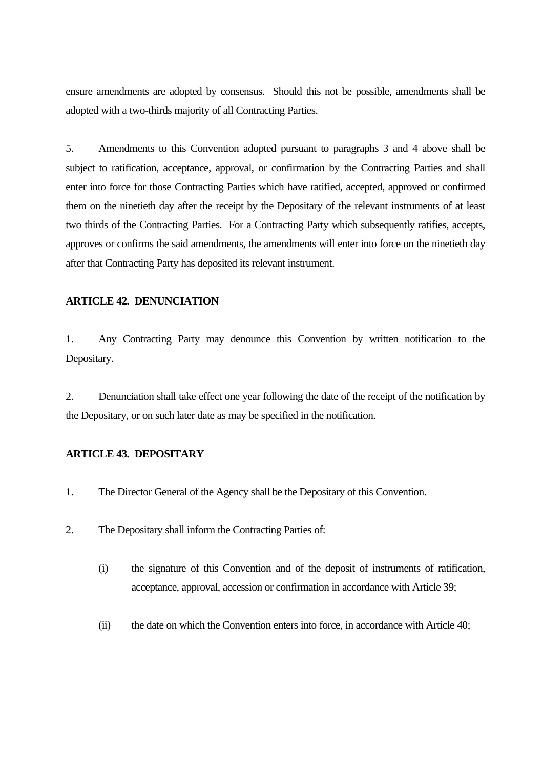ensure amendments are adopted by consensus. Should this not be possible, amendments shall be adopted with a two-thirds majority of all Contracting Parties.

5. Amendments to this Convention adopted pursuant to paragraphs 3 and 4 above shall be subject to ratification, acceptance, approval, or confirmation by the Contracting Parties and shall enter into force for those Contracting Parties which have ratified, accepted, approved or confirmed them on the ninetieth day after the receipt by the Depositary of the relevant instruments of at least two thirds of the Contracting Parties. For a Contracting Party which subsequently ratifies, accepts, approves or confirms the said amendments, the amendments will enter into force on the ninetieth day after that Contracting Party has deposited its relevant instrument.

**ARTICLE 42. DENUNCIATION**

1. Any Contracting Party may denounce this Convention by written notification to the Depositary.

2. Denunciation shall take effect one year following the date of the receipt of the notification by the Depositary, or on such later date as may be specified in the notification.

**ARTICLE 43. DEPOSITARY**

1. The Director General of the Agency shall be the Depositary of this Convention.

2. The Depositary shall inform the Contracting Parties of:

   (i) the signature of this Convention and of the deposit of instruments of ratification, acceptance, approval, accession or confirmation in accordance with Article 39;

   (ii) the date on which the Convention enters into force, in accordance with Article 40;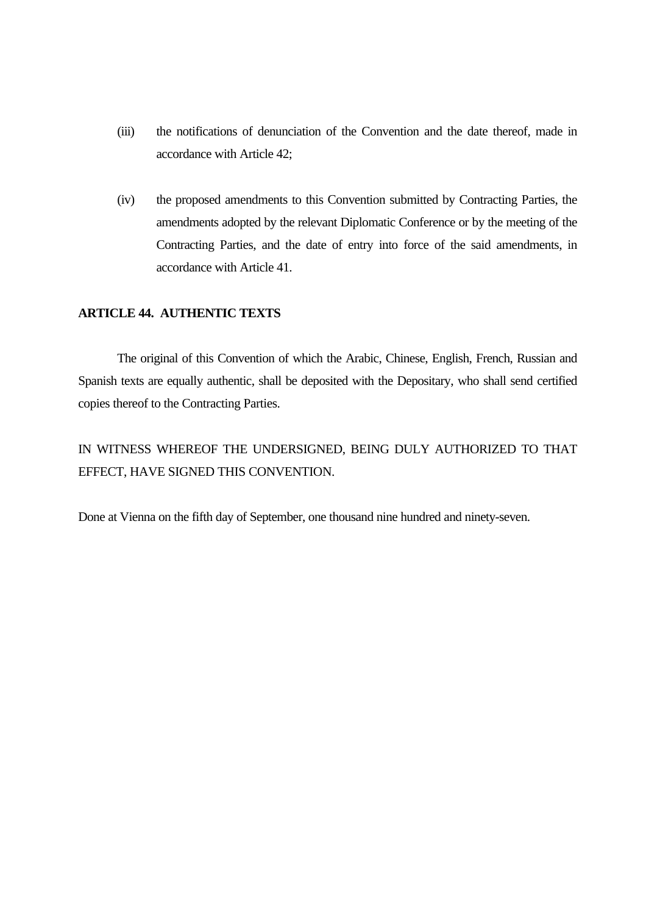(iii) the notifications of denunciation of the Convention and the date thereof, made in accordance with Article 42;

(iv) the proposed amendments to this Convention submitted by Contracting Parties, the amendments adopted by the relevant Diplomatic Conference or by the meeting of the Contracting Parties, and the date of entry into force of the said amendments, in accordance with Article 41.

**ARTICLE 44. AUTHENTIC TEXTS**

The original of this Convention of which the Arabic, Chinese, English, French, Russian and Spanish texts are equally authentic, shall be deposited with the Depositary, who shall send certified copies thereof to the Contracting Parties.

IN WITNESS WHEREOF THE UNDERSIGNED, BEING DULY AUTHORIZED TO THAT EFFECT, HAVE SIGNED THIS CONVENTION.

Done at Vienna on the fifth day of September, one thousand nine hundred and ninety-seven.